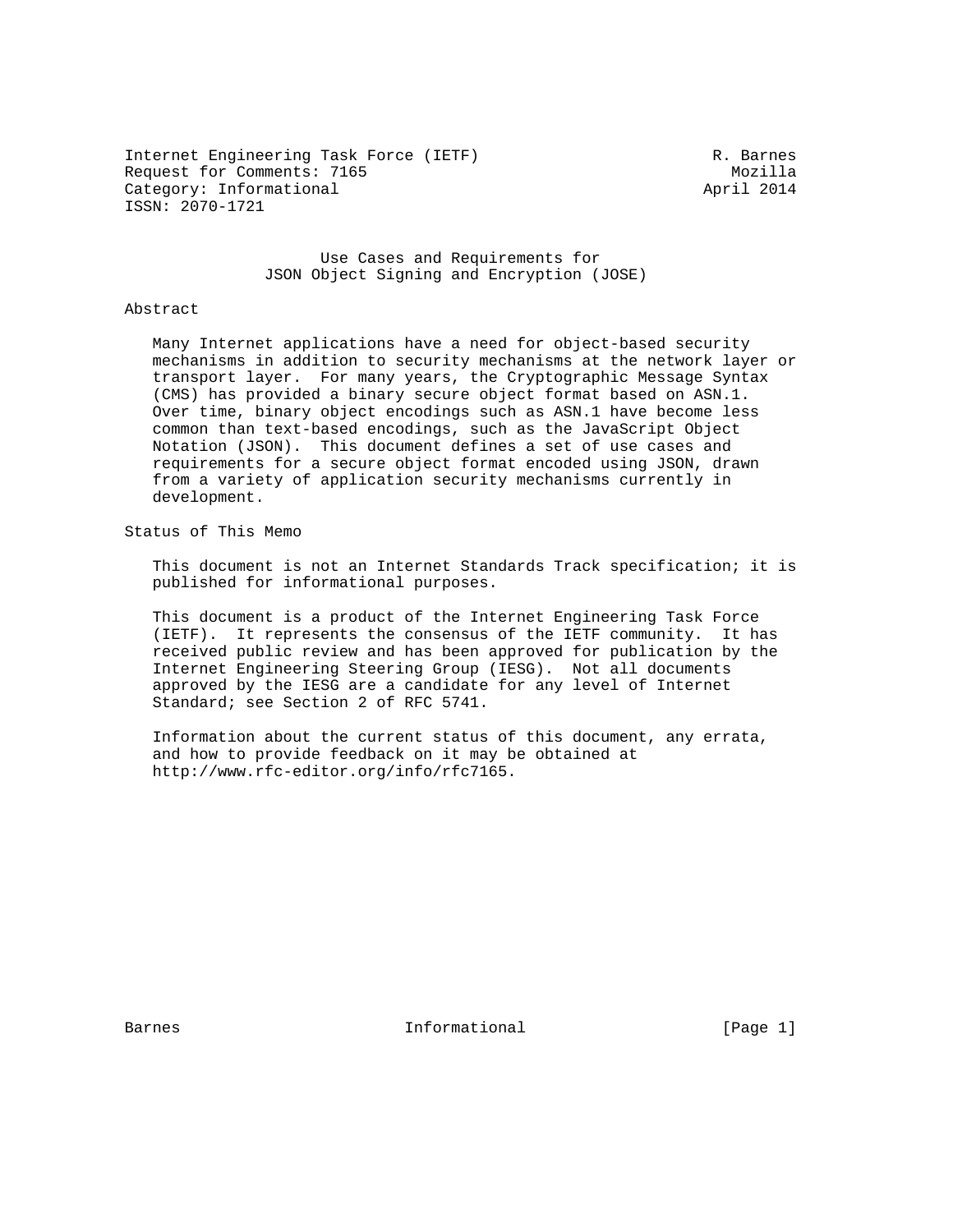Internet Engineering Task Force (IETF) R. Barnes
Request for Comments: 7165 Mozilla
Category: Informational April 2014
ISSN: 2070-1721

# Use Cases and Requirements for JSON Object Signing and Encryption (JOSE)

## Abstract

Many Internet applications have a need for object-based security mechanisms in addition to security mechanisms at the network layer or transport layer. For many years, the Cryptographic Message Syntax (CMS) has provided a binary secure object format based on ASN.1. Over time, binary object encodings such as ASN.1 have become less common than text-based encodings, such as the JavaScript Object Notation (JSON). This document defines a set of use cases and requirements for a secure object format encoded using JSON, drawn from a variety of application security mechanisms currently in development.

## Status of This Memo

This document is not an Internet Standards Track specification; it is published for informational purposes.

This document is a product of the Internet Engineering Task Force (IETF). It represents the consensus of the IETF community. It has received public review and has been approved for publication by the Internet Engineering Steering Group (IESG). Not all documents approved by the IESG are a candidate for any level of Internet Standard; see Section 2 of RFC 5741.

Information about the current status of this document, any errata, and how to provide feedback on it may be obtained at http://www.rfc-editor.org/info/rfc7165.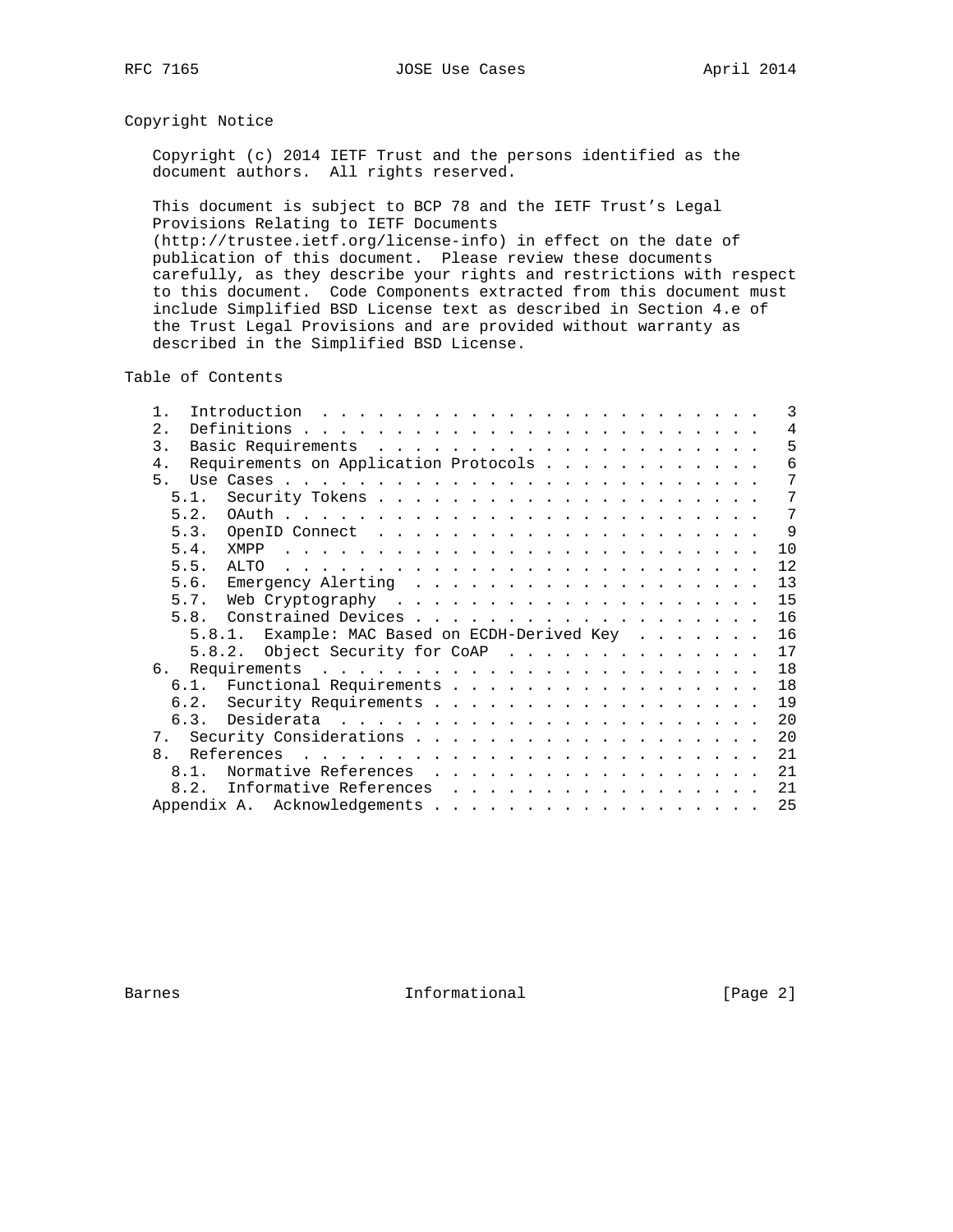## Copyright Notice

Copyright (c) 2014 IETF Trust and the persons identified as the document authors. All rights reserved.

This document is subject to BCP 78 and the IETF Trust's Legal Provisions Relating to IETF Documents (http://trustee.ietf.org/license-info) in effect on the date of publication of this document. Please review these documents carefully, as they describe your rights and restrictions with respect to this document. Code Components extracted from this document must include Simplified BSD License text as described in Section 4.e of the Trust Legal Provisions and are provided without warranty as described in the Simplified BSD License.

## Table of Contents

```
   1.  Introduction . . . . . . . . . . . . . . . . . . . . . . . .   3
   2.  Definitions . . . . . . . . . . . . . . . . . . . . . . . . .   4
   3.  Basic Requirements . . . . . . . . . . . . . . . . . . . . .   5
   4.  Requirements on Application Protocols . . . . . . . . . . . .   6
   5.  Use Cases . . . . . . . . . . . . . . . . . . . . . . . . . .   7
     5.1.  Security Tokens . . . . . . . . . . . . . . . . . . . . .   7
     5.2.  OAuth . . . . . . . . . . . . . . . . . . . . . . . . . .   7
     5.3.  OpenID Connect . . . . . . . . . . . . . . . . . . . . .   9
     5.4.  XMPP . . . . . . . . . . . . . . . . . . . . . . . . . .  10
     5.5.  ALTO . . . . . . . . . . . . . . . . . . . . . . . . . .  12
     5.6.  Emergency Alerting . . . . . . . . . . . . . . . . . . .  13
     5.7.  Web Cryptography . . . . . . . . . . . . . . . . . . . .  15
     5.8.  Constrained Devices . . . . . . . . . . . . . . . . . . .  16
       5.8.1.  Example: MAC Based on ECDH-Derived Key . . . . . . .  16
       5.8.2.  Object Security for CoAP . . . . . . . . . . . . . .  17
   6.  Requirements . . . . . . . . . . . . . . . . . . . . . . . .  18
     6.1.  Functional Requirements . . . . . . . . . . . . . . . . .  18
     6.2.  Security Requirements . . . . . . . . . . . . . . . . . .  19
     6.3.  Desiderata . . . . . . . . . . . . . . . . . . . . . . .  20
   7.  Security Considerations . . . . . . . . . . . . . . . . . . .  20
   8.  References . . . . . . . . . . . . . . . . . . . . . . . . .  21
     8.1.  Normative References . . . . . . . . . . . . . . . . . .  21
     8.2.  Informative References . . . . . . . . . . . . . . . . .  21
   Appendix A.  Acknowledgements . . . . . . . . . . . . . . . . . .  25
```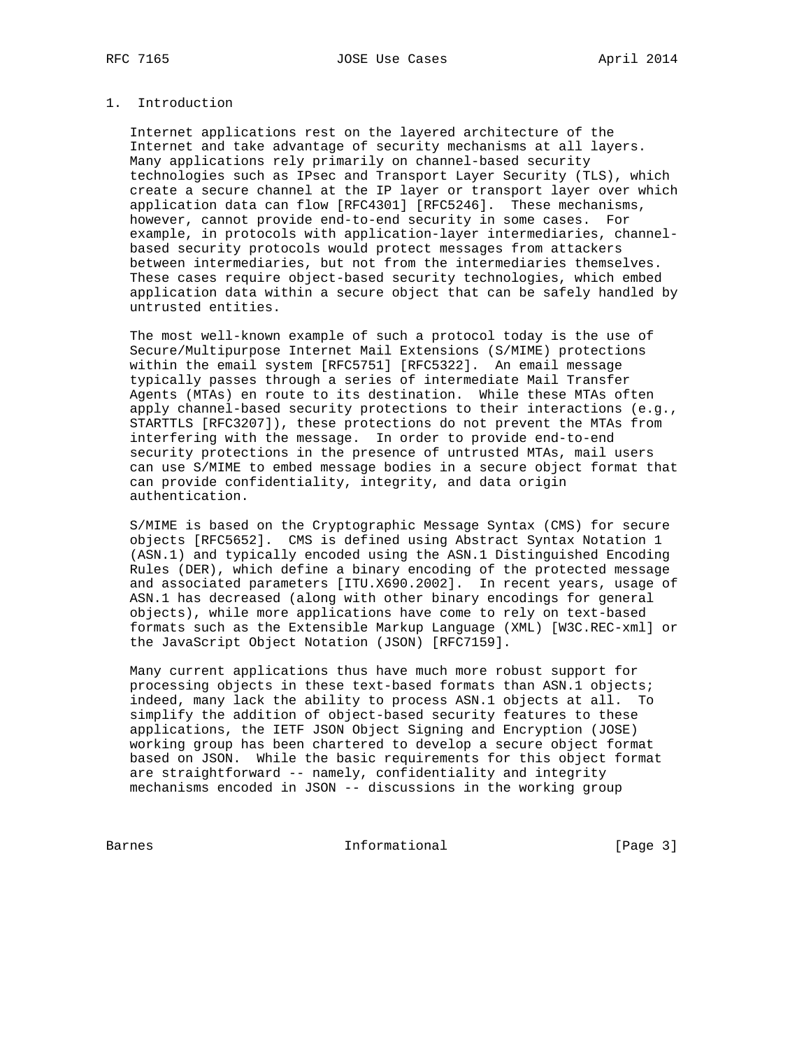## 1. Introduction

Internet applications rest on the layered architecture of the Internet and take advantage of security mechanisms at all layers. Many applications rely primarily on channel-based security technologies such as IPsec and Transport Layer Security (TLS), which create a secure channel at the IP layer or transport layer over which application data can flow [RFC4301] [RFC5246]. These mechanisms, however, cannot provide end-to-end security in some cases. For example, in protocols with application-layer intermediaries, channel-based security protocols would protect messages from attackers between intermediaries, but not from the intermediaries themselves. These cases require object-based security technologies, which embed application data within a secure object that can be safely handled by untrusted entities.

The most well-known example of such a protocol today is the use of Secure/Multipurpose Internet Mail Extensions (S/MIME) protections within the email system [RFC5751] [RFC5322]. An email message typically passes through a series of intermediate Mail Transfer Agents (MTAs) en route to its destination. While these MTAs often apply channel-based security protections to their interactions (e.g., STARTTLS [RFC3207]), these protections do not prevent the MTAs from interfering with the message. In order to provide end-to-end security protections in the presence of untrusted MTAs, mail users can use S/MIME to embed message bodies in a secure object format that can provide confidentiality, integrity, and data origin authentication.

S/MIME is based on the Cryptographic Message Syntax (CMS) for secure objects [RFC5652]. CMS is defined using Abstract Syntax Notation 1 (ASN.1) and typically encoded using the ASN.1 Distinguished Encoding Rules (DER), which define a binary encoding of the protected message and associated parameters [ITU.X690.2002]. In recent years, usage of ASN.1 has decreased (along with other binary encodings for general objects), while more applications have come to rely on text-based formats such as the Extensible Markup Language (XML) [W3C.REC-xml] or the JavaScript Object Notation (JSON) [RFC7159].

Many current applications thus have much more robust support for processing objects in these text-based formats than ASN.1 objects; indeed, many lack the ability to process ASN.1 objects at all. To simplify the addition of object-based security features to these applications, the IETF JSON Object Signing and Encryption (JOSE) working group has been chartered to develop a secure object format based on JSON. While the basic requirements for this object format are straightforward -- namely, confidentiality and integrity mechanisms encoded in JSON -- discussions in the working group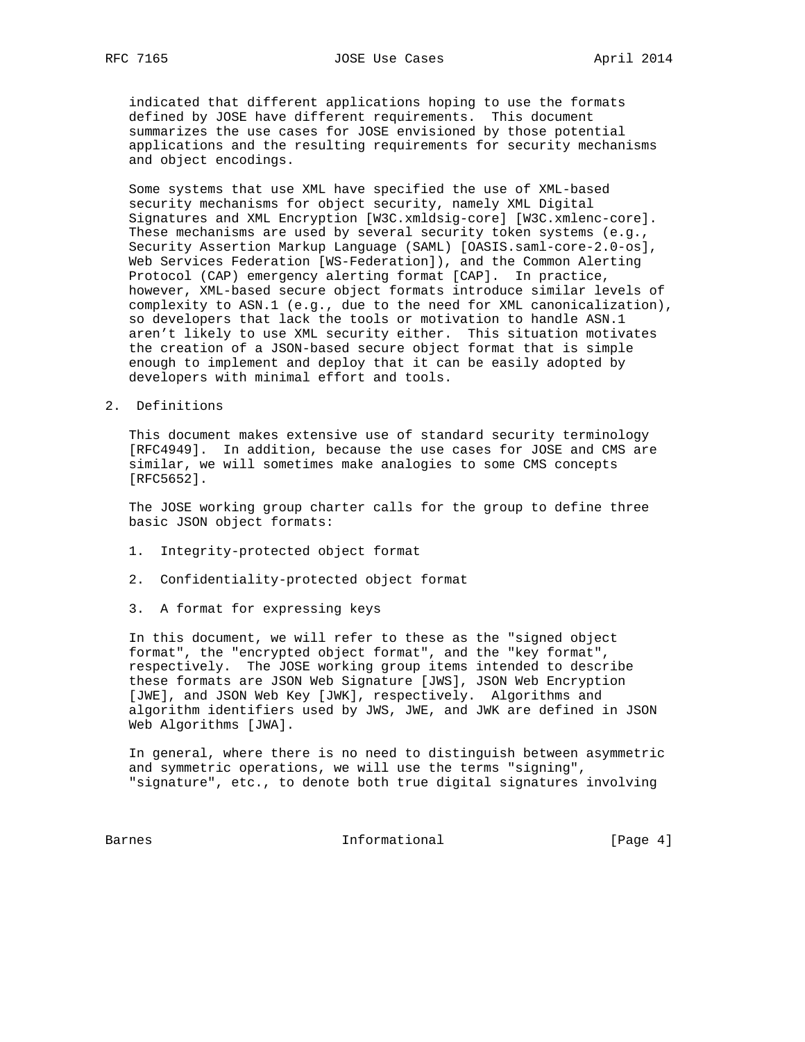indicated that different applications hoping to use the formats defined by JOSE have different requirements. This document summarizes the use cases for JOSE envisioned by those potential applications and the resulting requirements for security mechanisms and object encodings.

Some systems that use XML have specified the use of XML-based security mechanisms for object security, namely XML Digital Signatures and XML Encryption [W3C.xmldsig-core] [W3C.xmlenc-core]. These mechanisms are used by several security token systems (e.g., Security Assertion Markup Language (SAML) [OASIS.saml-core-2.0-os], Web Services Federation [WS-Federation]), and the Common Alerting Protocol (CAP) emergency alerting format [CAP]. In practice, however, XML-based secure object formats introduce similar levels of complexity to ASN.1 (e.g., due to the need for XML canonicalization), so developers that lack the tools or motivation to handle ASN.1 aren't likely to use XML security either. This situation motivates the creation of a JSON-based secure object format that is simple enough to implement and deploy that it can be easily adopted by developers with minimal effort and tools.

## 2. Definitions

This document makes extensive use of standard security terminology [RFC4949]. In addition, because the use cases for JOSE and CMS are similar, we will sometimes make analogies to some CMS concepts [RFC5652].

The JOSE working group charter calls for the group to define three basic JSON object formats:

1. Integrity-protected object format
2. Confidentiality-protected object format
3. A format for expressing keys

In this document, we will refer to these as the "signed object format", the "encrypted object format", and the "key format", respectively. The JOSE working group items intended to describe these formats are JSON Web Signature [JWS], JSON Web Encryption [JWE], and JSON Web Key [JWK], respectively. Algorithms and algorithm identifiers used by JWS, JWE, and JWK are defined in JSON Web Algorithms [JWA].

In general, where there is no need to distinguish between asymmetric and symmetric operations, we will use the terms "signing", "signature", etc., to denote both true digital signatures involving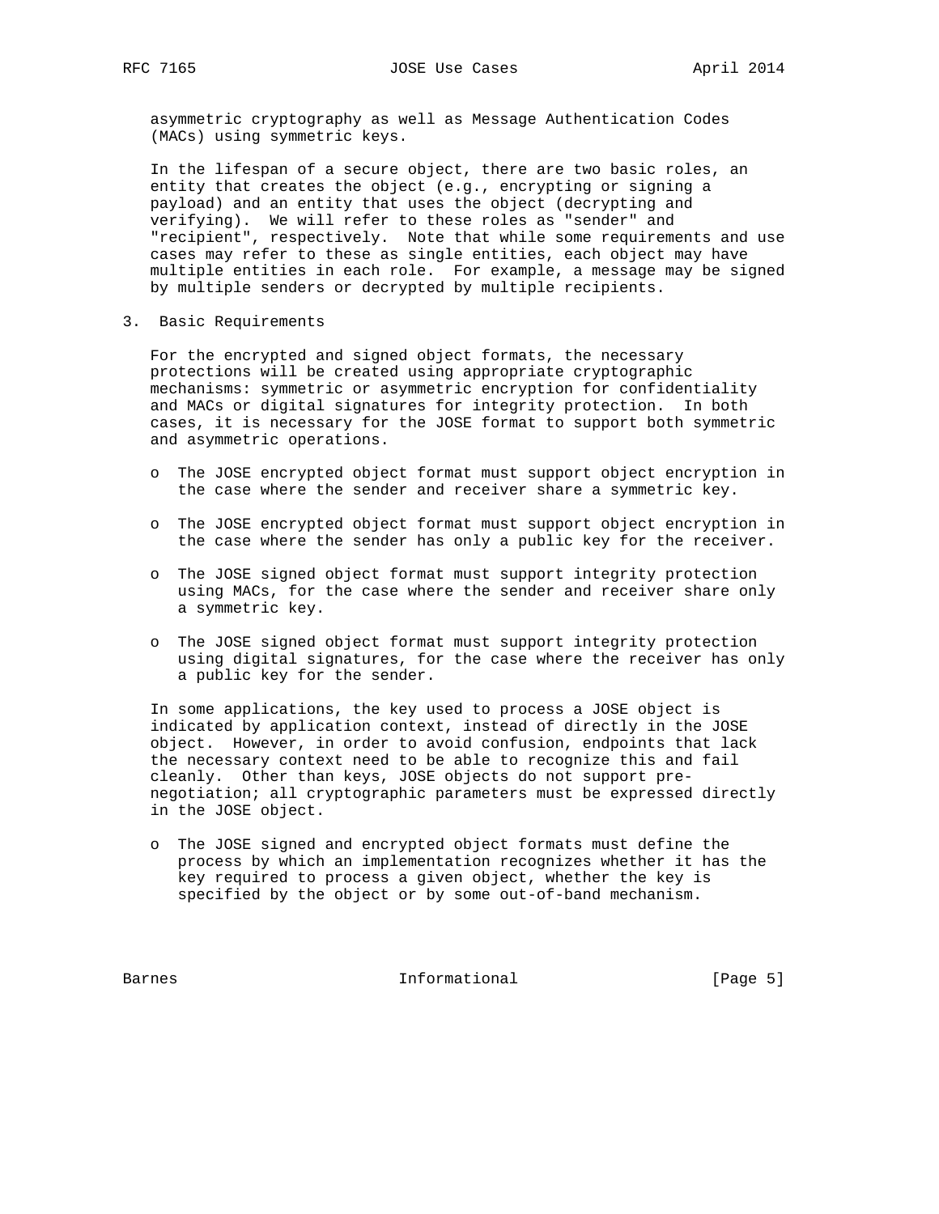asymmetric cryptography as well as Message Authentication Codes (MACs) using symmetric keys.

In the lifespan of a secure object, there are two basic roles, an entity that creates the object (e.g., encrypting or signing a payload) and an entity that uses the object (decrypting and verifying). We will refer to these roles as "sender" and "recipient", respectively. Note that while some requirements and use cases may refer to these as single entities, each object may have multiple entities in each role. For example, a message may be signed by multiple senders or decrypted by multiple recipients.

## 3. Basic Requirements

For the encrypted and signed object formats, the necessary protections will be created using appropriate cryptographic mechanisms: symmetric or asymmetric encryption for confidentiality and MACs or digital signatures for integrity protection. In both cases, it is necessary for the JOSE format to support both symmetric and asymmetric operations.

- The JOSE encrypted object format must support object encryption in the case where the sender and receiver share a symmetric key.
- The JOSE encrypted object format must support object encryption in the case where the sender has only a public key for the receiver.
- The JOSE signed object format must support integrity protection using MACs, for the case where the sender and receiver share only a symmetric key.
- The JOSE signed object format must support integrity protection using digital signatures, for the case where the receiver has only a public key for the sender.

In some applications, the key used to process a JOSE object is indicated by application context, instead of directly in the JOSE object. However, in order to avoid confusion, endpoints that lack the necessary context need to be able to recognize this and fail cleanly. Other than keys, JOSE objects do not support pre-negotiation; all cryptographic parameters must be expressed directly in the JOSE object.

- The JOSE signed and encrypted object formats must define the process by which an implementation recognizes whether it has the key required to process a given object, whether the key is specified by the object or by some out-of-band mechanism.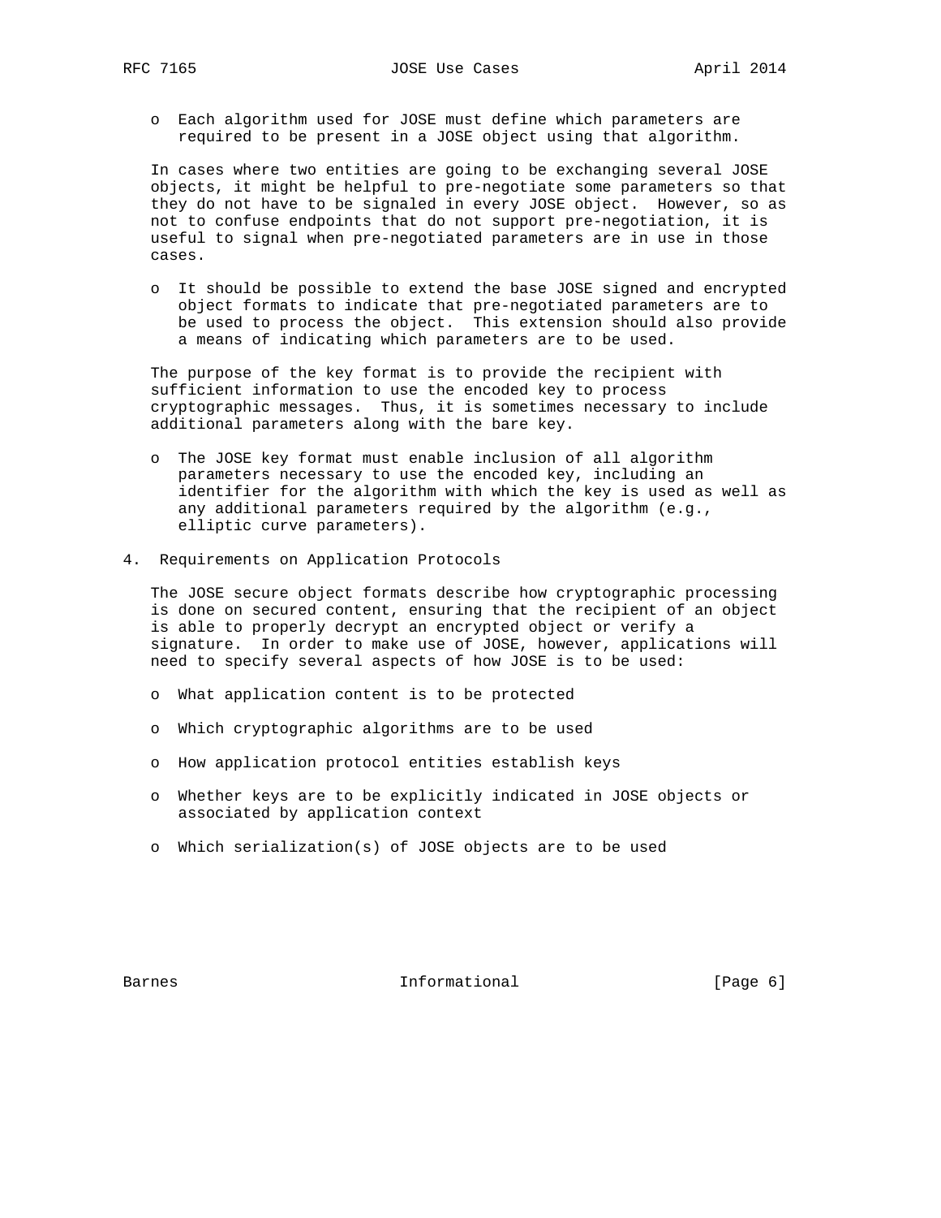- Each algorithm used for JOSE must define which parameters are required to be present in a JOSE object using that algorithm.

In cases where two entities are going to be exchanging several JOSE objects, it might be helpful to pre-negotiate some parameters so that they do not have to be signaled in every JOSE object. However, so as not to confuse endpoints that do not support pre-negotiation, it is useful to signal when pre-negotiated parameters are in use in those cases.

- It should be possible to extend the base JOSE signed and encrypted object formats to indicate that pre-negotiated parameters are to be used to process the object. This extension should also provide a means of indicating which parameters are to be used.

The purpose of the key format is to provide the recipient with sufficient information to use the encoded key to process cryptographic messages. Thus, it is sometimes necessary to include additional parameters along with the bare key.

- The JOSE key format must enable inclusion of all algorithm parameters necessary to use the encoded key, including an identifier for the algorithm with which the key is used as well as any additional parameters required by the algorithm (e.g., elliptic curve parameters).

## 4. Requirements on Application Protocols

The JOSE secure object formats describe how cryptographic processing is done on secured content, ensuring that the recipient of an object is able to properly decrypt an encrypted object or verify a signature. In order to make use of JOSE, however, applications will need to specify several aspects of how JOSE is to be used:

- What application content is to be protected
- Which cryptographic algorithms are to be used
- How application protocol entities establish keys
- Whether keys are to be explicitly indicated in JOSE objects or associated by application context
- Which serialization(s) of JOSE objects are to be used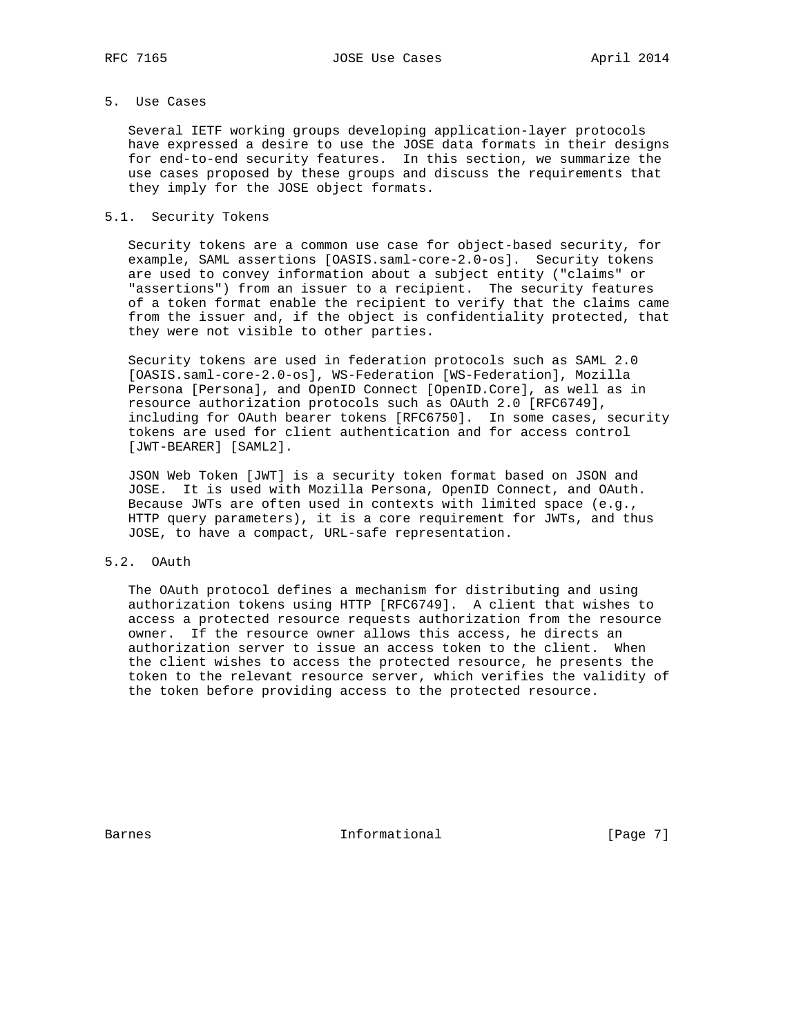## 5. Use Cases

Several IETF working groups developing application-layer protocols have expressed a desire to use the JOSE data formats in their designs for end-to-end security features. In this section, we summarize the use cases proposed by these groups and discuss the requirements that they imply for the JOSE object formats.

### 5.1. Security Tokens

Security tokens are a common use case for object-based security, for example, SAML assertions [OASIS.saml-core-2.0-os]. Security tokens are used to convey information about a subject entity ("claims" or "assertions") from an issuer to a recipient. The security features of a token format enable the recipient to verify that the claims came from the issuer and, if the object is confidentiality protected, that they were not visible to other parties.

Security tokens are used in federation protocols such as SAML 2.0 [OASIS.saml-core-2.0-os], WS-Federation [WS-Federation], Mozilla Persona [Persona], and OpenID Connect [OpenID.Core], as well as in resource authorization protocols such as OAuth 2.0 [RFC6749], including for OAuth bearer tokens [RFC6750]. In some cases, security tokens are used for client authentication and for access control [JWT-BEARER] [SAML2].

JSON Web Token [JWT] is a security token format based on JSON and JOSE. It is used with Mozilla Persona, OpenID Connect, and OAuth. Because JWTs are often used in contexts with limited space (e.g., HTTP query parameters), it is a core requirement for JWTs, and thus JOSE, to have a compact, URL-safe representation.

### 5.2. OAuth

The OAuth protocol defines a mechanism for distributing and using authorization tokens using HTTP [RFC6749]. A client that wishes to access a protected resource requests authorization from the resource owner. If the resource owner allows this access, he directs an authorization server to issue an access token to the client. When the client wishes to access the protected resource, he presents the token to the relevant resource server, which verifies the validity of the token before providing access to the protected resource.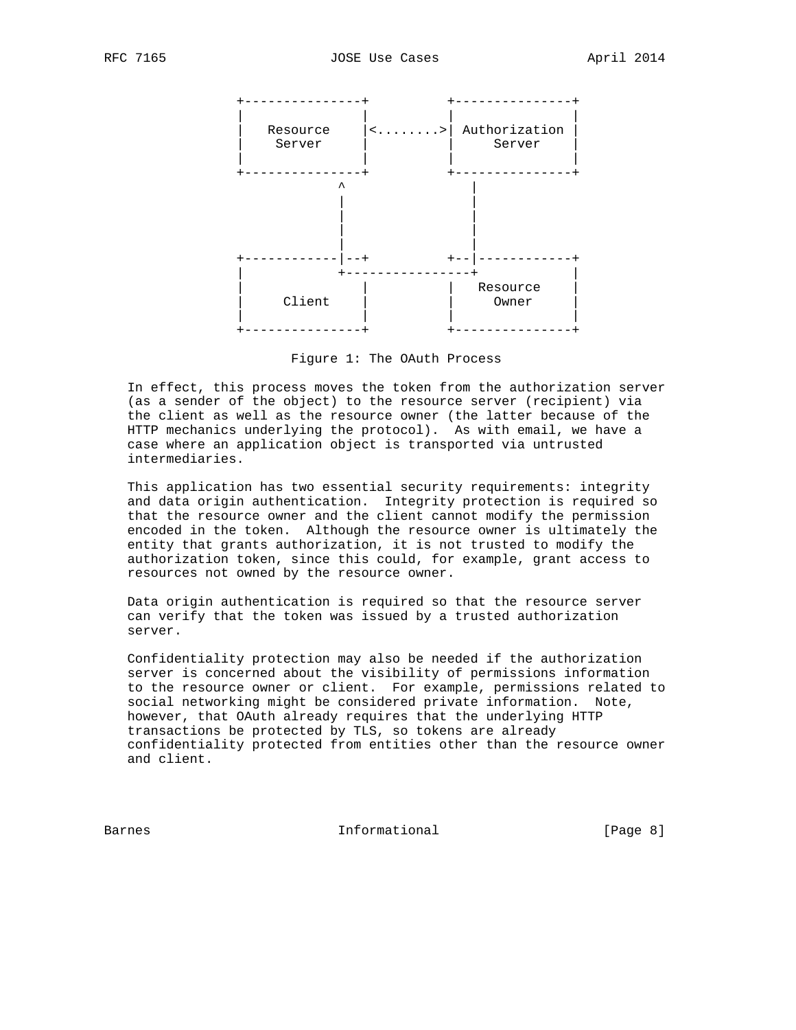```
 +---------------+         +---------------+
 |               |         |               |
 |   Resource    |<........>| Authorization |
 |    Server     |         |    Server     |
 |               |         |               |
 +---------------+         +---------------+
              ^                   |
              |                   |
              |                   |
              |                   |
              |                   |
 +------------|--+         +--|------------+
 |            +----------------+            |
 |               |         |   Resource    |
 |     Client    |         |    Owner      |
 |               |         |               |
 +---------------+         +---------------+
```

Figure 1: The OAuth Process

In effect, this process moves the token from the authorization server (as a sender of the object) to the resource server (recipient) via the client as well as the resource owner (the latter because of the HTTP mechanics underlying the protocol). As with email, we have a case where an application object is transported via untrusted intermediaries.

This application has two essential security requirements: integrity and data origin authentication. Integrity protection is required so that the resource owner and the client cannot modify the permission encoded in the token. Although the resource owner is ultimately the entity that grants authorization, it is not trusted to modify the authorization token, since this could, for example, grant access to resources not owned by the resource owner.

Data origin authentication is required so that the resource server can verify that the token was issued by a trusted authorization server.

Confidentiality protection may also be needed if the authorization server is concerned about the visibility of permissions information to the resource owner or client. For example, permissions related to social networking might be considered private information. Note, however, that OAuth already requires that the underlying HTTP transactions be protected by TLS, so tokens are already confidentiality protected from entities other than the resource owner and client.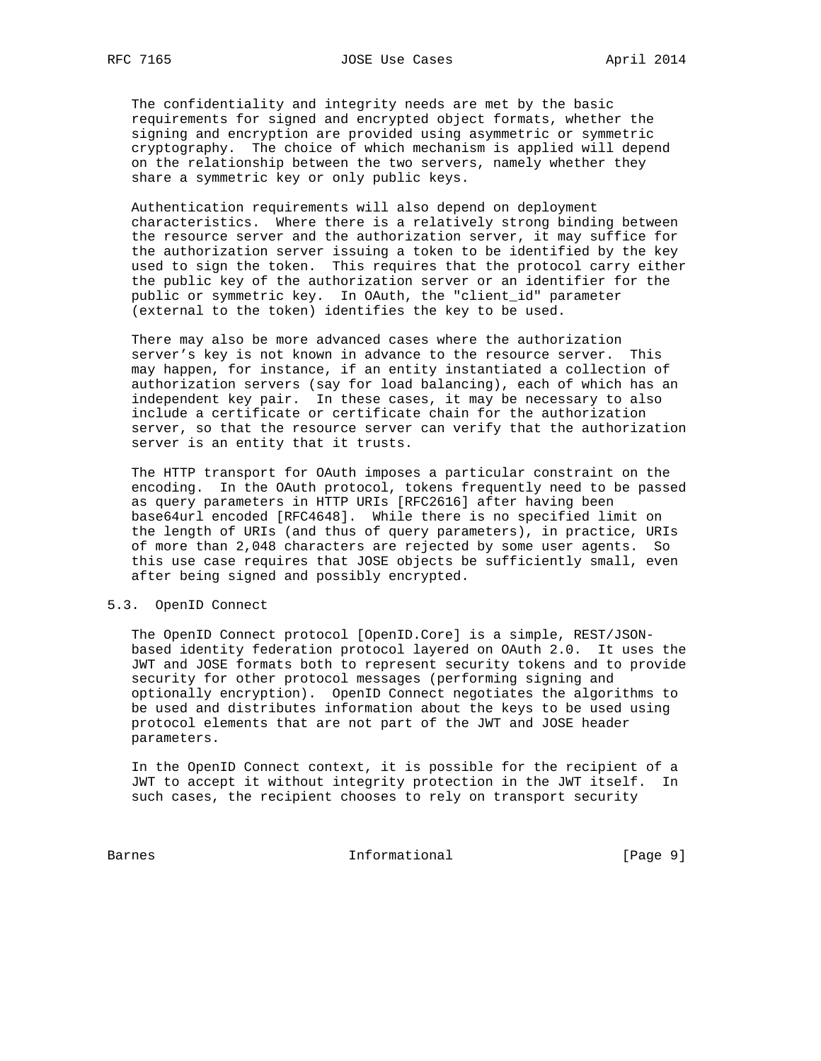The confidentiality and integrity needs are met by the basic requirements for signed and encrypted object formats, whether the signing and encryption are provided using asymmetric or symmetric cryptography. The choice of which mechanism is applied will depend on the relationship between the two servers, namely whether they share a symmetric key or only public keys.

Authentication requirements will also depend on deployment characteristics. Where there is a relatively strong binding between the resource server and the authorization server, it may suffice for the authorization server issuing a token to be identified by the key used to sign the token. This requires that the protocol carry either the public key of the authorization server or an identifier for the public or symmetric key. In OAuth, the "client_id" parameter (external to the token) identifies the key to be used.

There may also be more advanced cases where the authorization server's key is not known in advance to the resource server. This may happen, for instance, if an entity instantiated a collection of authorization servers (say for load balancing), each of which has an independent key pair. In these cases, it may be necessary to also include a certificate or certificate chain for the authorization server, so that the resource server can verify that the authorization server is an entity that it trusts.

The HTTP transport for OAuth imposes a particular constraint on the encoding. In the OAuth protocol, tokens frequently need to be passed as query parameters in HTTP URIs [RFC2616] after having been base64url encoded [RFC4648]. While there is no specified limit on the length of URIs (and thus of query parameters), in practice, URIs of more than 2,048 characters are rejected by some user agents. So this use case requires that JOSE objects be sufficiently small, even after being signed and possibly encrypted.

## 5.3. OpenID Connect

The OpenID Connect protocol [OpenID.Core] is a simple, REST/JSON-based identity federation protocol layered on OAuth 2.0. It uses the JWT and JOSE formats both to represent security tokens and to provide security for other protocol messages (performing signing and optionally encryption). OpenID Connect negotiates the algorithms to be used and distributes information about the keys to be used using protocol elements that are not part of the JWT and JOSE header parameters.

In the OpenID Connect context, it is possible for the recipient of a JWT to accept it without integrity protection in the JWT itself. In such cases, the recipient chooses to rely on transport security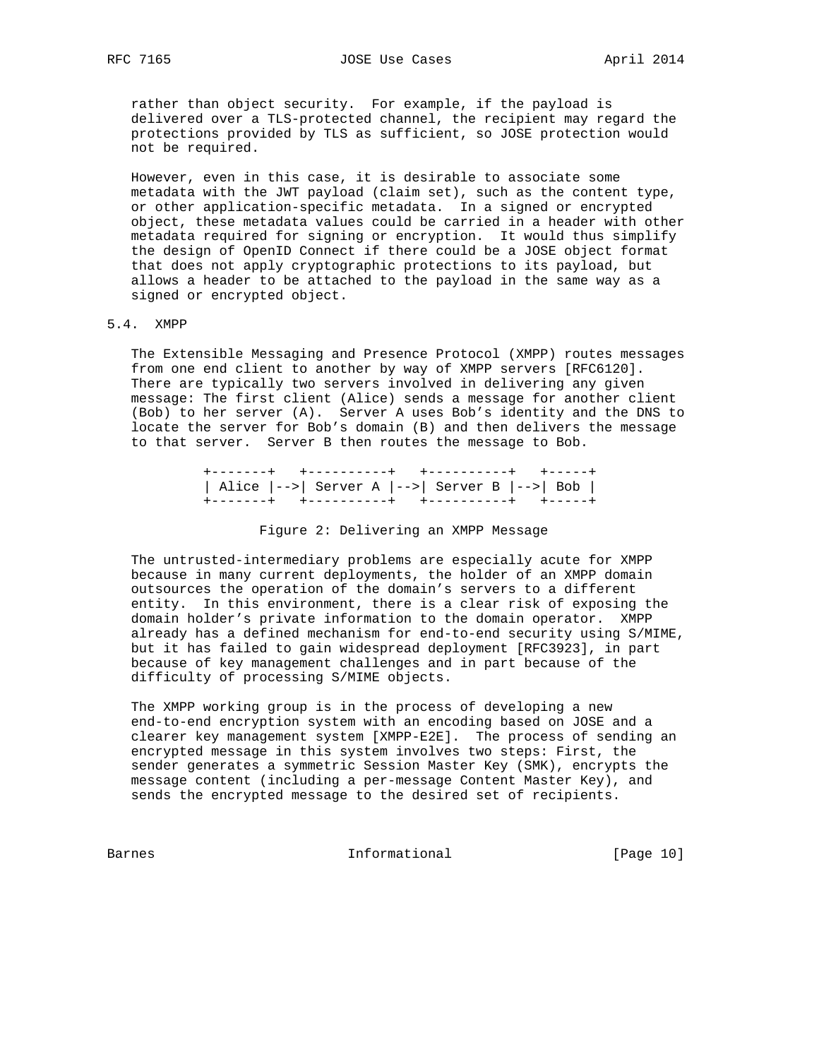rather than object security. For example, if the payload is delivered over a TLS-protected channel, the recipient may regard the protections provided by TLS as sufficient, so JOSE protection would not be required.

However, even in this case, it is desirable to associate some metadata with the JWT payload (claim set), such as the content type, or other application-specific metadata. In a signed or encrypted object, these metadata values could be carried in a header with other metadata required for signing or encryption. It would thus simplify the design of OpenID Connect if there could be a JOSE object format that does not apply cryptographic protections to its payload, but allows a header to be attached to the payload in the same way as a signed or encrypted object.

## 5.4. XMPP

The Extensible Messaging and Presence Protocol (XMPP) routes messages from one end client to another by way of XMPP servers [RFC6120]. There are typically two servers involved in delivering any given message: The first client (Alice) sends a message for another client (Bob) to her server (A). Server A uses Bob's identity and the DNS to locate the server for Bob's domain (B) and then delivers the message to that server. Server B then routes the message to Bob.

```
+-------+   +----------+   +----------+   +-----+
| Alice |-->| Server A |-->| Server B |-->| Bob |
+-------+   +----------+   +----------+   +-----+
```

Figure 2: Delivering an XMPP Message

The untrusted-intermediary problems are especially acute for XMPP because in many current deployments, the holder of an XMPP domain outsources the operation of the domain's servers to a different entity. In this environment, there is a clear risk of exposing the domain holder's private information to the domain operator. XMPP already has a defined mechanism for end-to-end security using S/MIME, but it has failed to gain widespread deployment [RFC3923], in part because of key management challenges and in part because of the difficulty of processing S/MIME objects.

The XMPP working group is in the process of developing a new end-to-end encryption system with an encoding based on JOSE and a clearer key management system [XMPP-E2E]. The process of sending an encrypted message in this system involves two steps: First, the sender generates a symmetric Session Master Key (SMK), encrypts the message content (including a per-message Content Master Key), and sends the encrypted message to the desired set of recipients.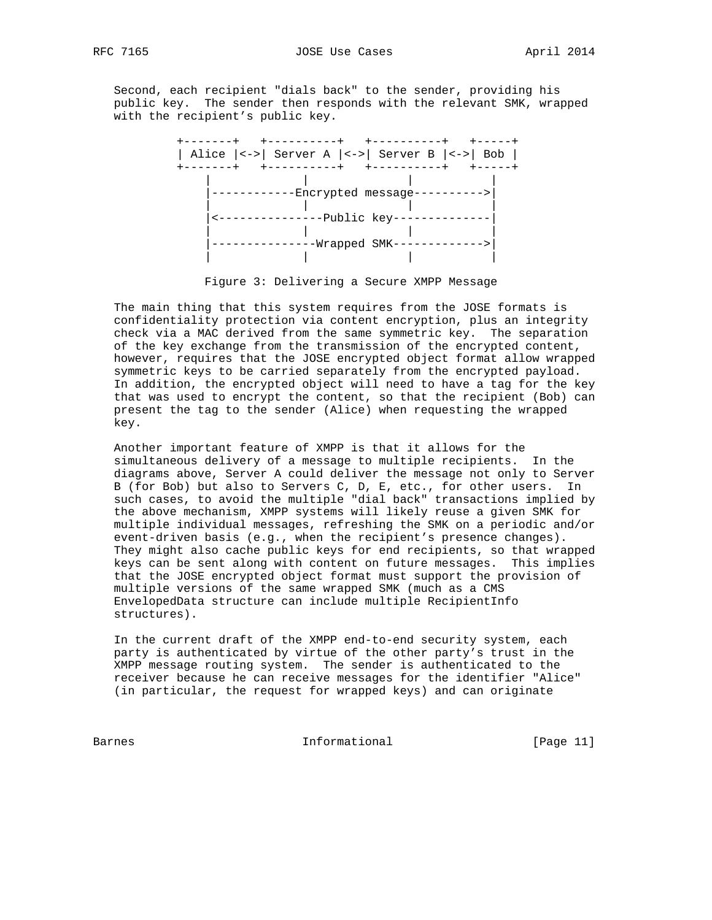Second, each recipient "dials back" to the sender, providing his public key. The sender then responds with the relevant SMK, wrapped with the recipient's public key.

```
+-------+   +----------+   +----------+   +-----+
| Alice |<->| Server A |<->| Server B |<->| Bob |
+-------+   +----------+   +----------+   +-----+
    |            |              |            |
    |------------Encrypted message---------->|
    |            |              |            |
    |<---------------Public key--------------|
    |            |              |            |
    |---------------Wrapped SMK------------->|
    |            |              |            |
```

Figure 3: Delivering a Secure XMPP Message

The main thing that this system requires from the JOSE formats is confidentiality protection via content encryption, plus an integrity check via a MAC derived from the same symmetric key. The separation of the key exchange from the transmission of the encrypted content, however, requires that the JOSE encrypted object format allow wrapped symmetric keys to be carried separately from the encrypted payload. In addition, the encrypted object will need to have a tag for the key that was used to encrypt the content, so that the recipient (Bob) can present the tag to the sender (Alice) when requesting the wrapped key.

Another important feature of XMPP is that it allows for the simultaneous delivery of a message to multiple recipients. In the diagrams above, Server A could deliver the message not only to Server B (for Bob) but also to Servers C, D, E, etc., for other users. In such cases, to avoid the multiple "dial back" transactions implied by the above mechanism, XMPP systems will likely reuse a given SMK for multiple individual messages, refreshing the SMK on a periodic and/or event-driven basis (e.g., when the recipient's presence changes). They might also cache public keys for end recipients, so that wrapped keys can be sent along with content on future messages. This implies that the JOSE encrypted object format must support the provision of multiple versions of the same wrapped SMK (much as a CMS EnvelopedData structure can include multiple RecipientInfo structures).

In the current draft of the XMPP end-to-end security system, each party is authenticated by virtue of the other party's trust in the XMPP message routing system. The sender is authenticated to the receiver because he can receive messages for the identifier "Alice" (in particular, the request for wrapped keys) and can originate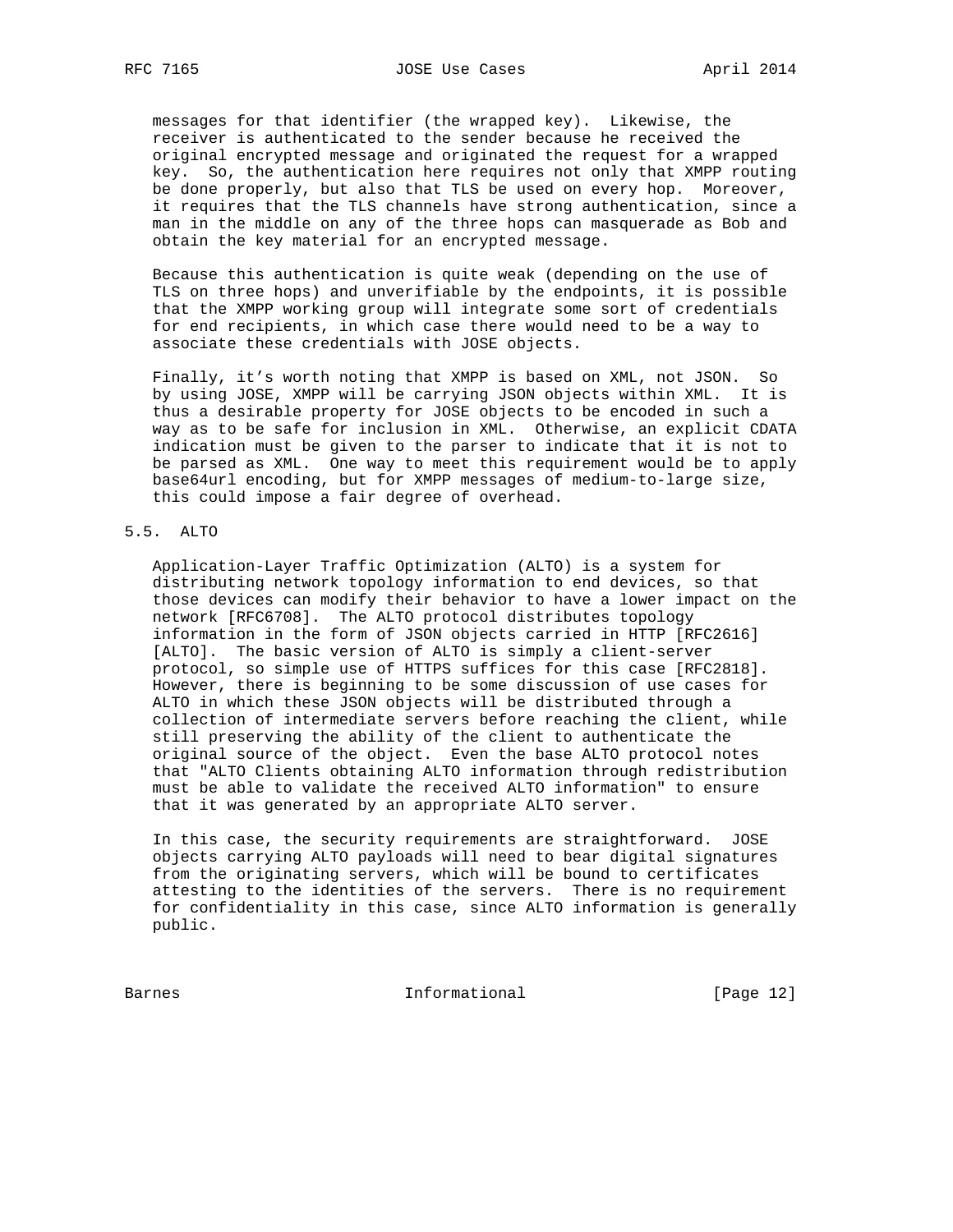messages for that identifier (the wrapped key). Likewise, the receiver is authenticated to the sender because he received the original encrypted message and originated the request for a wrapped key. So, the authentication here requires not only that XMPP routing be done properly, but also that TLS be used on every hop. Moreover, it requires that the TLS channels have strong authentication, since a man in the middle on any of the three hops can masquerade as Bob and obtain the key material for an encrypted message.

Because this authentication is quite weak (depending on the use of TLS on three hops) and unverifiable by the endpoints, it is possible that the XMPP working group will integrate some sort of credentials for end recipients, in which case there would need to be a way to associate these credentials with JOSE objects.

Finally, it’s worth noting that XMPP is based on XML, not JSON. So by using JOSE, XMPP will be carrying JSON objects within XML. It is thus a desirable property for JOSE objects to be encoded in such a way as to be safe for inclusion in XML. Otherwise, an explicit CDATA indication must be given to the parser to indicate that it is not to be parsed as XML. One way to meet this requirement would be to apply base64url encoding, but for XMPP messages of medium-to-large size, this could impose a fair degree of overhead.

## 5.5. ALTO

Application-Layer Traffic Optimization (ALTO) is a system for distributing network topology information to end devices, so that those devices can modify their behavior to have a lower impact on the network [RFC6708]. The ALTO protocol distributes topology information in the form of JSON objects carried in HTTP [RFC2616] [ALTO]. The basic version of ALTO is simply a client-server protocol, so simple use of HTTPS suffices for this case [RFC2818]. However, there is beginning to be some discussion of use cases for ALTO in which these JSON objects will be distributed through a collection of intermediate servers before reaching the client, while still preserving the ability of the client to authenticate the original source of the object. Even the base ALTO protocol notes that "ALTO Clients obtaining ALTO information through redistribution must be able to validate the received ALTO information" to ensure that it was generated by an appropriate ALTO server.

In this case, the security requirements are straightforward. JOSE objects carrying ALTO payloads will need to bear digital signatures from the originating servers, which will be bound to certificates attesting to the identities of the servers. There is no requirement for confidentiality in this case, since ALTO information is generally public.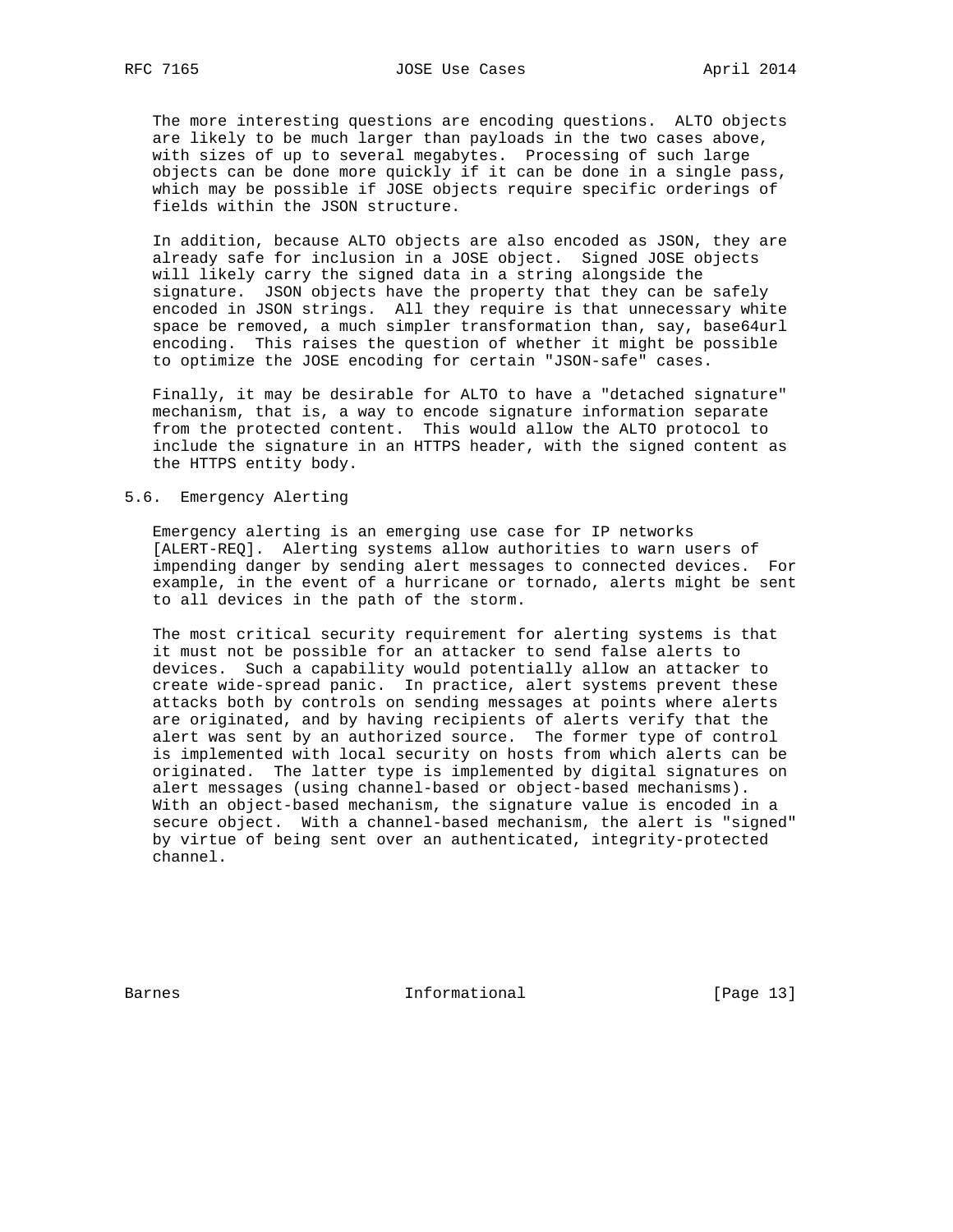The more interesting questions are encoding questions. ALTO objects are likely to be much larger than payloads in the two cases above, with sizes of up to several megabytes. Processing of such large objects can be done more quickly if it can be done in a single pass, which may be possible if JOSE objects require specific orderings of fields within the JSON structure.

In addition, because ALTO objects are also encoded as JSON, they are already safe for inclusion in a JOSE object. Signed JOSE objects will likely carry the signed data in a string alongside the signature. JSON objects have the property that they can be safely encoded in JSON strings. All they require is that unnecessary white space be removed, a much simpler transformation than, say, base64url encoding. This raises the question of whether it might be possible to optimize the JOSE encoding for certain "JSON-safe" cases.

Finally, it may be desirable for ALTO to have a "detached signature" mechanism, that is, a way to encode signature information separate from the protected content. This would allow the ALTO protocol to include the signature in an HTTPS header, with the signed content as the HTTPS entity body.

### 5.6. Emergency Alerting

Emergency alerting is an emerging use case for IP networks [ALERT-REQ]. Alerting systems allow authorities to warn users of impending danger by sending alert messages to connected devices. For example, in the event of a hurricane or tornado, alerts might be sent to all devices in the path of the storm.

The most critical security requirement for alerting systems is that it must not be possible for an attacker to send false alerts to devices. Such a capability would potentially allow an attacker to create wide-spread panic. In practice, alert systems prevent these attacks both by controls on sending messages at points where alerts are originated, and by having recipients of alerts verify that the alert was sent by an authorized source. The former type of control is implemented with local security on hosts from which alerts can be originated. The latter type is implemented by digital signatures on alert messages (using channel-based or object-based mechanisms). With an object-based mechanism, the signature value is encoded in a secure object. With a channel-based mechanism, the alert is "signed" by virtue of being sent over an authenticated, integrity-protected channel.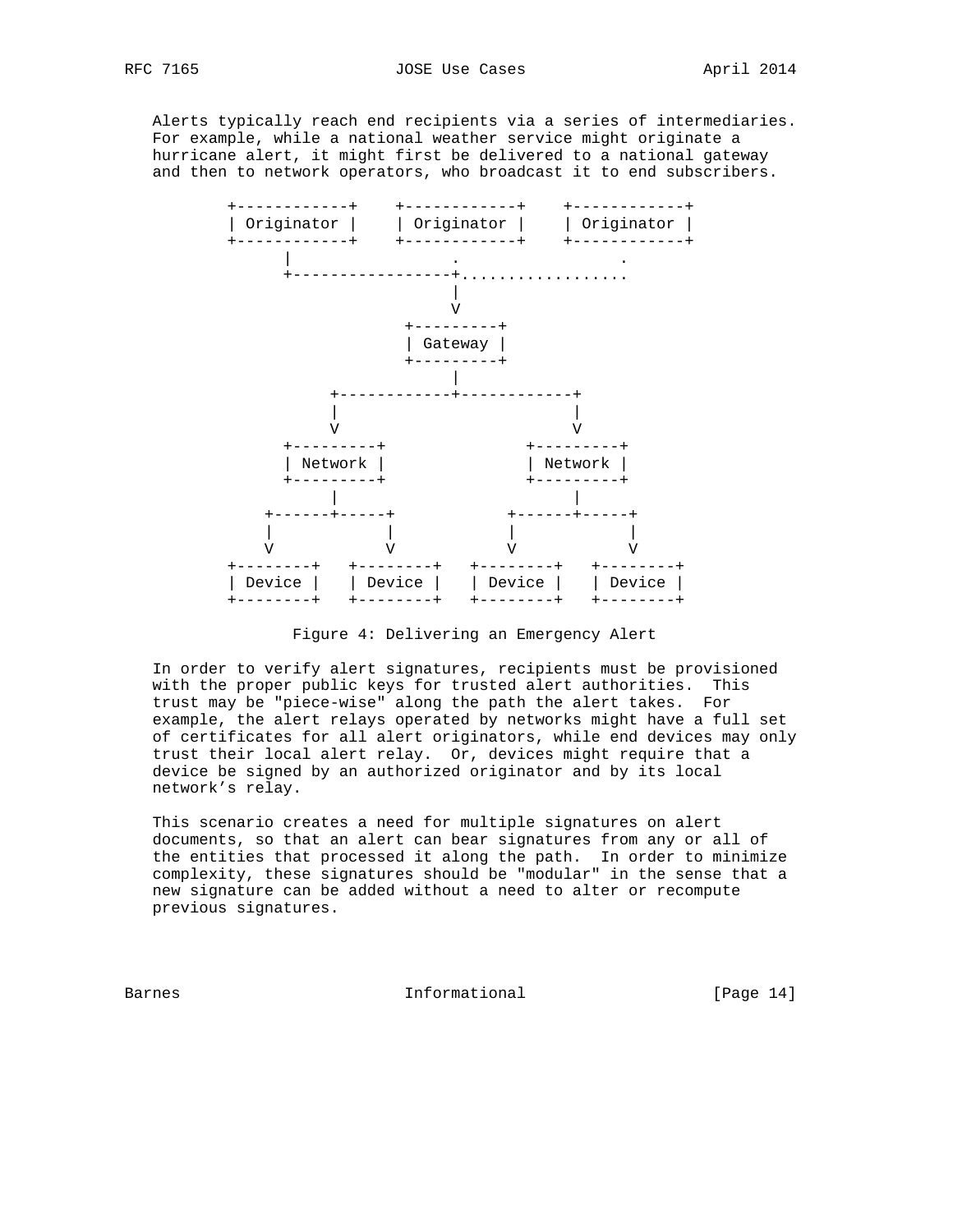Alerts typically reach end recipients via a series of intermediaries. For example, while a national weather service might originate a hurricane alert, it might first be delivered to a national gateway and then to network operators, who broadcast it to end subscribers.

```
+------------+    +------------+    +------------+
| Originator |    | Originator |    | Originator |
+------------+    +------------+    +------------+
      |                 .                 .
      +-----------------+..................
                        |
                        V
                   +---------+
                   | Gateway |
                   +---------+
                        |
           +------------+------------+
           |                         |
           V                         V
      +---------+               +---------+
      | Network |               | Network |
      +---------+               +---------+
           |                         |
    +------+-----+            +------+-----+
    |            |            |            |
    V            V            V            V
+--------+   +--------+   +--------+   +--------+
| Device |   | Device |   | Device |   | Device |
+--------+   +--------+   +--------+   +--------+
```

Figure 4: Delivering an Emergency Alert

In order to verify alert signatures, recipients must be provisioned with the proper public keys for trusted alert authorities. This trust may be "piece-wise" along the path the alert takes. For example, the alert relays operated by networks might have a full set of certificates for all alert originators, while end devices may only trust their local alert relay. Or, devices might require that a device be signed by an authorized originator and by its local network's relay.

This scenario creates a need for multiple signatures on alert documents, so that an alert can bear signatures from any or all of the entities that processed it along the path. In order to minimize complexity, these signatures should be "modular" in the sense that a new signature can be added without a need to alter or recompute previous signatures.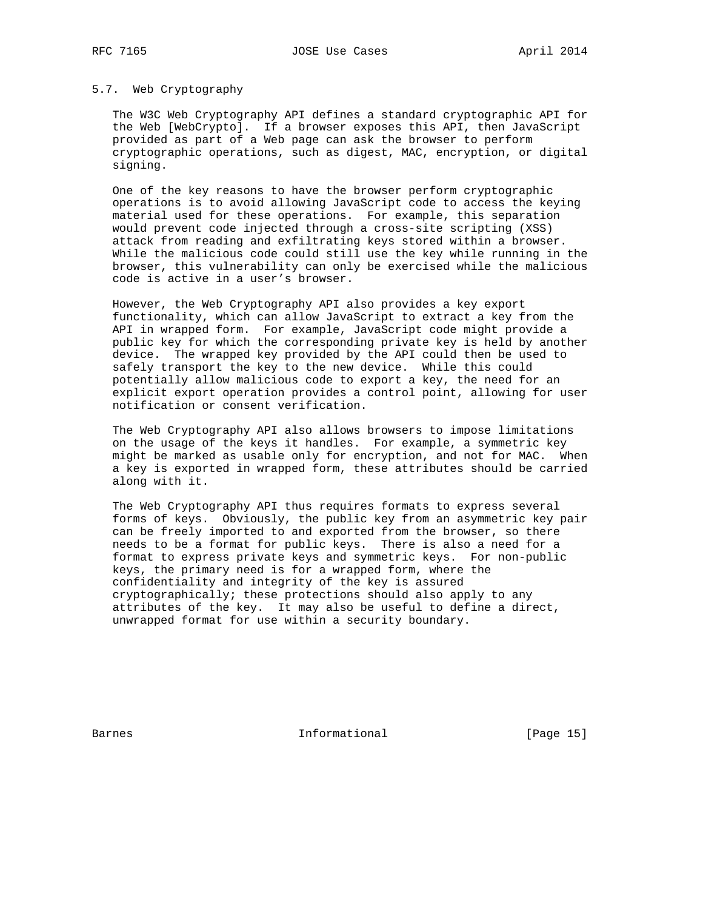### 5.7. Web Cryptography

The W3C Web Cryptography API defines a standard cryptographic API for the Web [WebCrypto]. If a browser exposes this API, then JavaScript provided as part of a Web page can ask the browser to perform cryptographic operations, such as digest, MAC, encryption, or digital signing.

One of the key reasons to have the browser perform cryptographic operations is to avoid allowing JavaScript code to access the keying material used for these operations. For example, this separation would prevent code injected through a cross-site scripting (XSS) attack from reading and exfiltrating keys stored within a browser. While the malicious code could still use the key while running in the browser, this vulnerability can only be exercised while the malicious code is active in a user's browser.

However, the Web Cryptography API also provides a key export functionality, which can allow JavaScript to extract a key from the API in wrapped form. For example, JavaScript code might provide a public key for which the corresponding private key is held by another device. The wrapped key provided by the API could then be used to safely transport the key to the new device. While this could potentially allow malicious code to export a key, the need for an explicit export operation provides a control point, allowing for user notification or consent verification.

The Web Cryptography API also allows browsers to impose limitations on the usage of the keys it handles. For example, a symmetric key might be marked as usable only for encryption, and not for MAC. When a key is exported in wrapped form, these attributes should be carried along with it.

The Web Cryptography API thus requires formats to express several forms of keys. Obviously, the public key from an asymmetric key pair can be freely imported to and exported from the browser, so there needs to be a format for public keys. There is also a need for a format to express private keys and symmetric keys. For non-public keys, the primary need is for a wrapped form, where the confidentiality and integrity of the key is assured cryptographically; these protections should also apply to any attributes of the key. It may also be useful to define a direct, unwrapped format for use within a security boundary.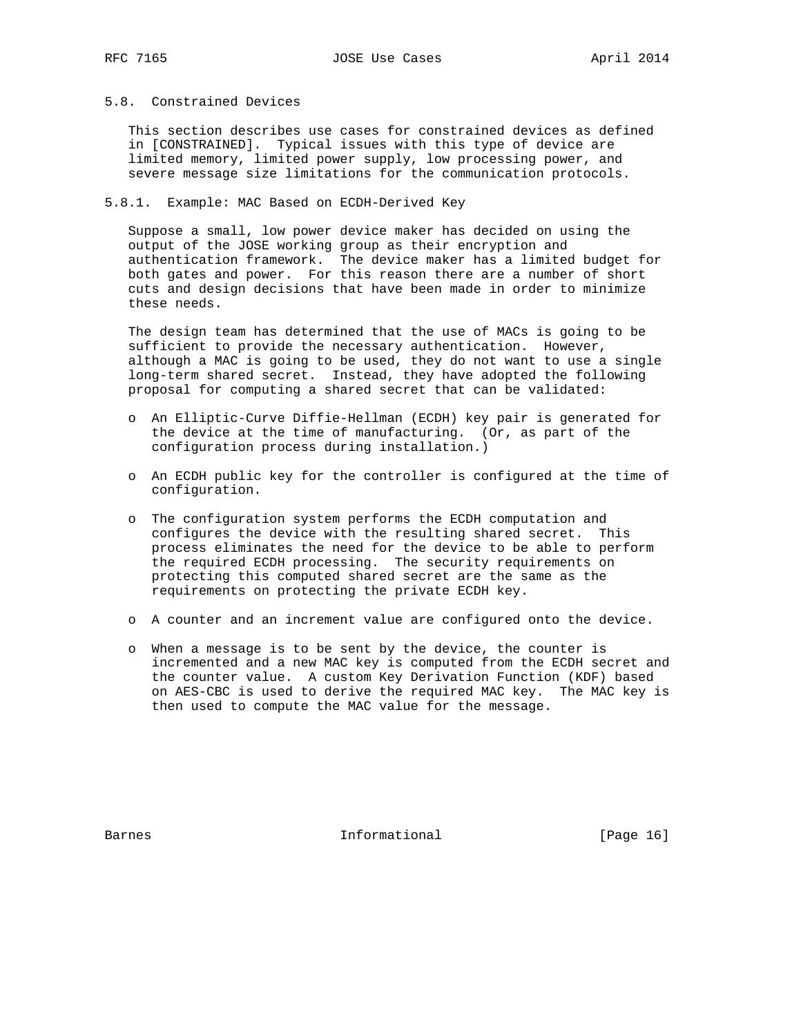### 5.8. Constrained Devices

This section describes use cases for constrained devices as defined in [CONSTRAINED]. Typical issues with this type of device are limited memory, limited power supply, low processing power, and severe message size limitations for the communication protocols.

#### 5.8.1. Example: MAC Based on ECDH-Derived Key

Suppose a small, low power device maker has decided on using the output of the JOSE working group as their encryption and authentication framework. The device maker has a limited budget for both gates and power. For this reason there are a number of short cuts and design decisions that have been made in order to minimize these needs.

The design team has determined that the use of MACs is going to be sufficient to provide the necessary authentication. However, although a MAC is going to be used, they do not want to use a single long-term shared secret. Instead, they have adopted the following proposal for computing a shared secret that can be validated:

- An Elliptic-Curve Diffie-Hellman (ECDH) key pair is generated for the device at the time of manufacturing. (Or, as part of the configuration process during installation.)
- An ECDH public key for the controller is configured at the time of configuration.
- The configuration system performs the ECDH computation and configures the device with the resulting shared secret. This process eliminates the need for the device to be able to perform the required ECDH processing. The security requirements on protecting this computed shared secret are the same as the requirements on protecting the private ECDH key.
- A counter and an increment value are configured onto the device.
- When a message is to be sent by the device, the counter is incremented and a new MAC key is computed from the ECDH secret and the counter value. A custom Key Derivation Function (KDF) based on AES-CBC is used to derive the required MAC key. The MAC key is then used to compute the MAC value for the message.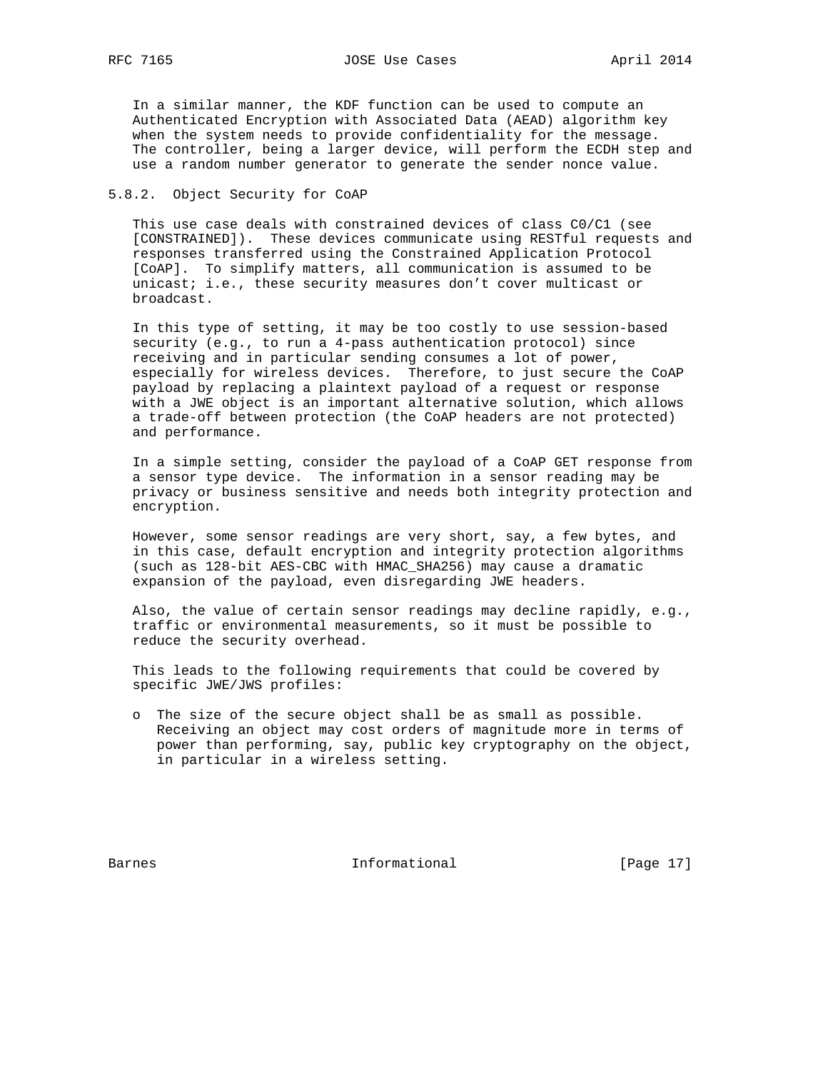In a similar manner, the KDF function can be used to compute an Authenticated Encryption with Associated Data (AEAD) algorithm key when the system needs to provide confidentiality for the message. The controller, being a larger device, will perform the ECDH step and use a random number generator to generate the sender nonce value.

### 5.8.2. Object Security for CoAP

This use case deals with constrained devices of class C0/C1 (see [CONSTRAINED]). These devices communicate using RESTful requests and responses transferred using the Constrained Application Protocol [CoAP]. To simplify matters, all communication is assumed to be unicast; i.e., these security measures don't cover multicast or broadcast.

In this type of setting, it may be too costly to use session-based security (e.g., to run a 4-pass authentication protocol) since receiving and in particular sending consumes a lot of power, especially for wireless devices. Therefore, to just secure the CoAP payload by replacing a plaintext payload of a request or response with a JWE object is an important alternative solution, which allows a trade-off between protection (the CoAP headers are not protected) and performance.

In a simple setting, consider the payload of a CoAP GET response from a sensor type device. The information in a sensor reading may be privacy or business sensitive and needs both integrity protection and encryption.

However, some sensor readings are very short, say, a few bytes, and in this case, default encryption and integrity protection algorithms (such as 128-bit AES-CBC with HMAC_SHA256) may cause a dramatic expansion of the payload, even disregarding JWE headers.

Also, the value of certain sensor readings may decline rapidly, e.g., traffic or environmental measurements, so it must be possible to reduce the security overhead.

This leads to the following requirements that could be covered by specific JWE/JWS profiles:

- The size of the secure object shall be as small as possible. Receiving an object may cost orders of magnitude more in terms of power than performing, say, public key cryptography on the object, in particular in a wireless setting.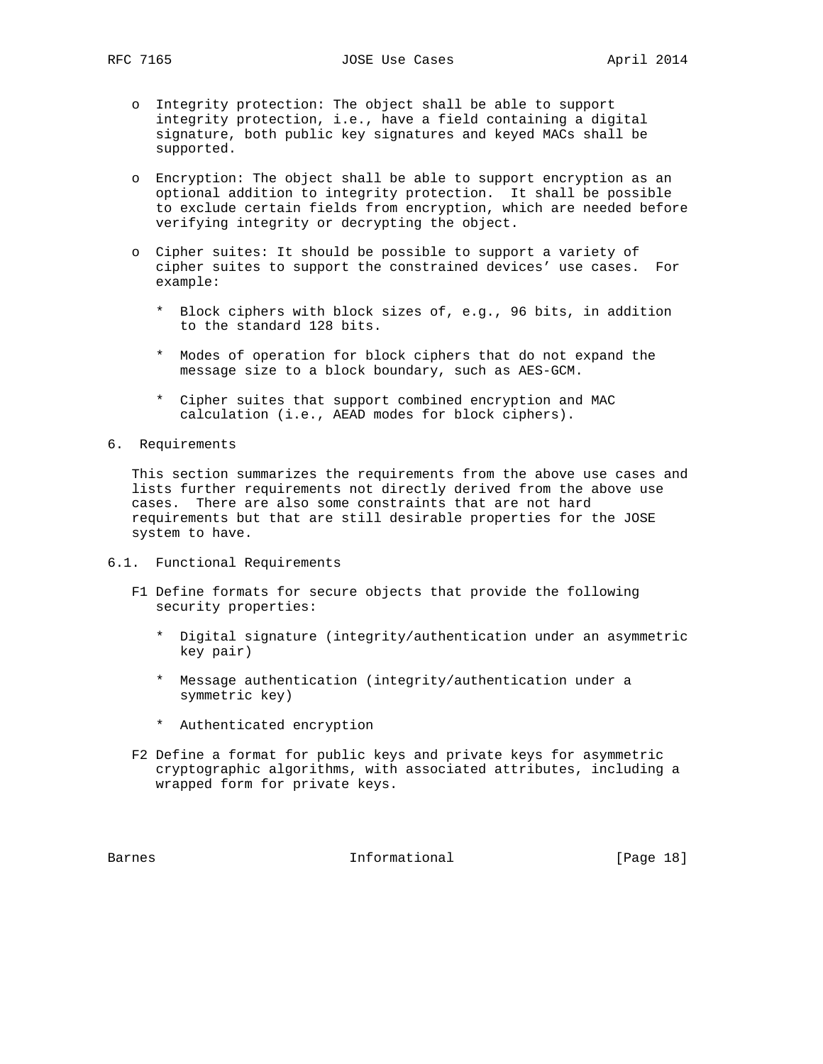- Integrity protection: The object shall be able to support integrity protection, i.e., have a field containing a digital signature, both public key signatures and keyed MACs shall be supported.

- Encryption: The object shall be able to support encryption as an optional addition to integrity protection. It shall be possible to exclude certain fields from encryption, which are needed before verifying integrity or decrypting the object.

- Cipher suites: It should be possible to support a variety of cipher suites to support the constrained devices' use cases. For example:

  * Block ciphers with block sizes of, e.g., 96 bits, in addition to the standard 128 bits.

  * Modes of operation for block ciphers that do not expand the message size to a block boundary, such as AES-GCM.

  * Cipher suites that support combined encryption and MAC calculation (i.e., AEAD modes for block ciphers).

## 6. Requirements

This section summarizes the requirements from the above use cases and lists further requirements not directly derived from the above use cases. There are also some constraints that are not hard requirements but that are still desirable properties for the JOSE system to have.

### 6.1. Functional Requirements

F1 Define formats for secure objects that provide the following security properties:

  * Digital signature (integrity/authentication under an asymmetric key pair)

  * Message authentication (integrity/authentication under a symmetric key)

  * Authenticated encryption

F2 Define a format for public keys and private keys for asymmetric cryptographic algorithms, with associated attributes, including a wrapped form for private keys.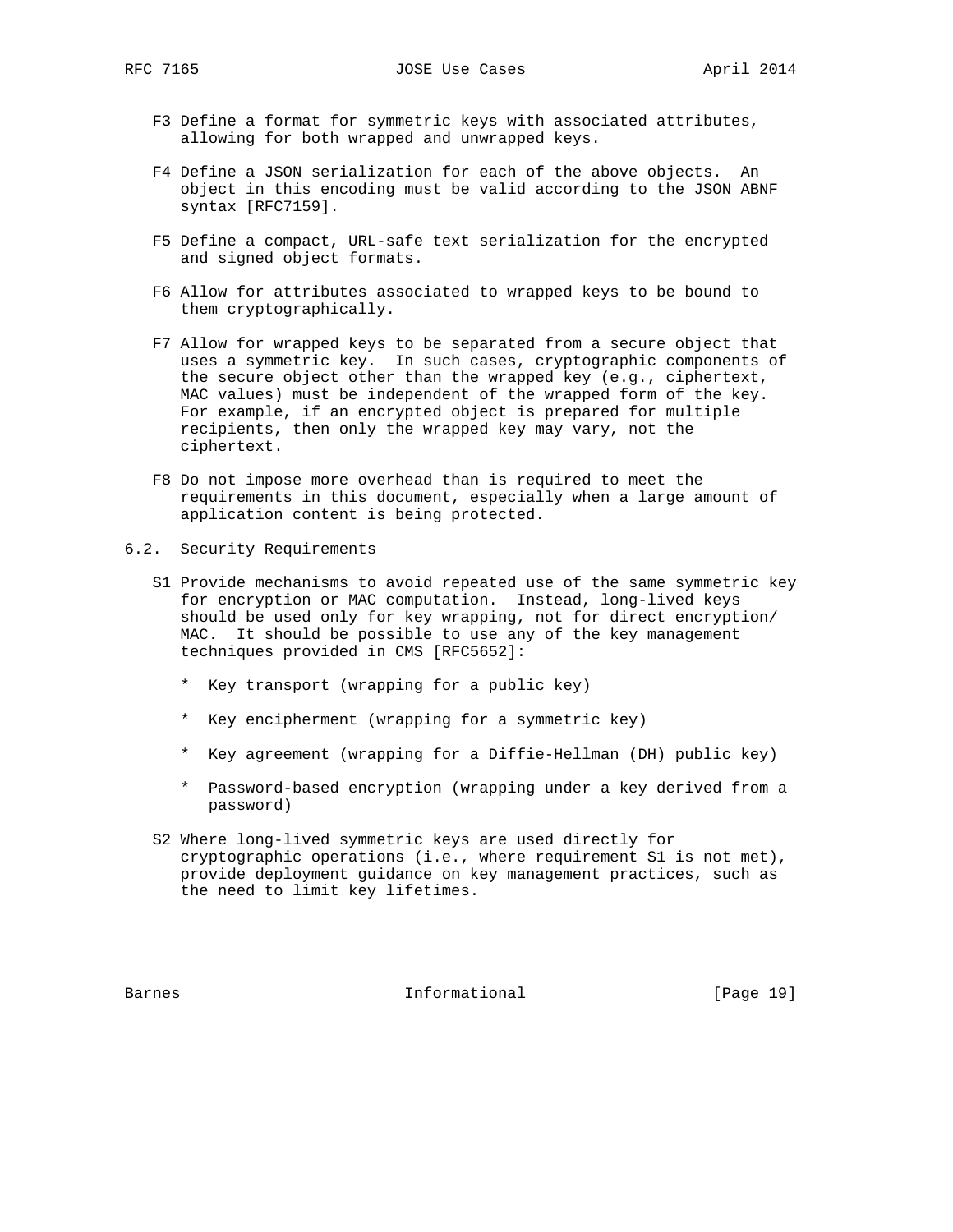F3 Define a format for symmetric keys with associated attributes, allowing for both wrapped and unwrapped keys.

F4 Define a JSON serialization for each of the above objects. An object in this encoding must be valid according to the JSON ABNF syntax [RFC7159].

F5 Define a compact, URL-safe text serialization for the encrypted and signed object formats.

F6 Allow for attributes associated to wrapped keys to be bound to them cryptographically.

F7 Allow for wrapped keys to be separated from a secure object that uses a symmetric key. In such cases, cryptographic components of the secure object other than the wrapped key (e.g., ciphertext, MAC values) must be independent of the wrapped form of the key. For example, if an encrypted object is prepared for multiple recipients, then only the wrapped key may vary, not the ciphertext.

F8 Do not impose more overhead than is required to meet the requirements in this document, especially when a large amount of application content is being protected.

## 6.2. Security Requirements

S1 Provide mechanisms to avoid repeated use of the same symmetric key for encryption or MAC computation. Instead, long-lived keys should be used only for key wrapping, not for direct encryption/MAC. It should be possible to use any of the key management techniques provided in CMS [RFC5652]:

* Key transport (wrapping for a public key)

* Key encipherment (wrapping for a symmetric key)

* Key agreement (wrapping for a Diffie-Hellman (DH) public key)

* Password-based encryption (wrapping under a key derived from a password)

S2 Where long-lived symmetric keys are used directly for cryptographic operations (i.e., where requirement S1 is not met), provide deployment guidance on key management practices, such as the need to limit key lifetimes.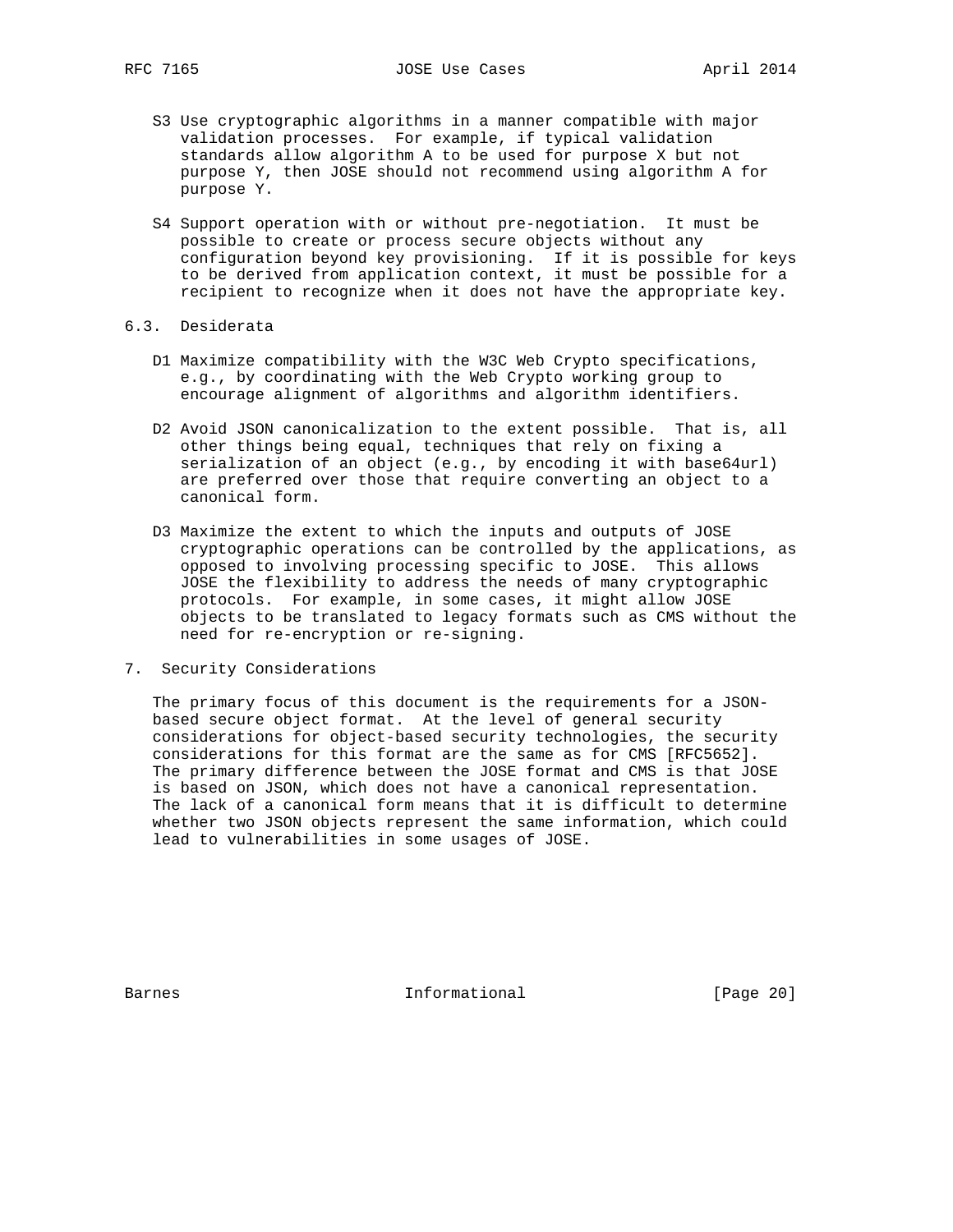S3 Use cryptographic algorithms in a manner compatible with major validation processes. For example, if typical validation standards allow algorithm A to be used for purpose X but not purpose Y, then JOSE should not recommend using algorithm A for purpose Y.

S4 Support operation with or without pre-negotiation. It must be possible to create or process secure objects without any configuration beyond key provisioning. If it is possible for keys to be derived from application context, it must be possible for a recipient to recognize when it does not have the appropriate key.

### 6.3. Desiderata

D1 Maximize compatibility with the W3C Web Crypto specifications, e.g., by coordinating with the Web Crypto working group to encourage alignment of algorithms and algorithm identifiers.

D2 Avoid JSON canonicalization to the extent possible. That is, all other things being equal, techniques that rely on fixing a serialization of an object (e.g., by encoding it with base64url) are preferred over those that require converting an object to a canonical form.

D3 Maximize the extent to which the inputs and outputs of JOSE cryptographic operations can be controlled by the applications, as opposed to involving processing specific to JOSE. This allows JOSE the flexibility to address the needs of many cryptographic protocols. For example, in some cases, it might allow JOSE objects to be translated to legacy formats such as CMS without the need for re-encryption or re-signing.

## 7. Security Considerations

The primary focus of this document is the requirements for a JSON-based secure object format. At the level of general security considerations for object-based security technologies, the security considerations for this format are the same as for CMS [RFC5652]. The primary difference between the JOSE format and CMS is that JOSE is based on JSON, which does not have a canonical representation. The lack of a canonical form means that it is difficult to determine whether two JSON objects represent the same information, which could lead to vulnerabilities in some usages of JOSE.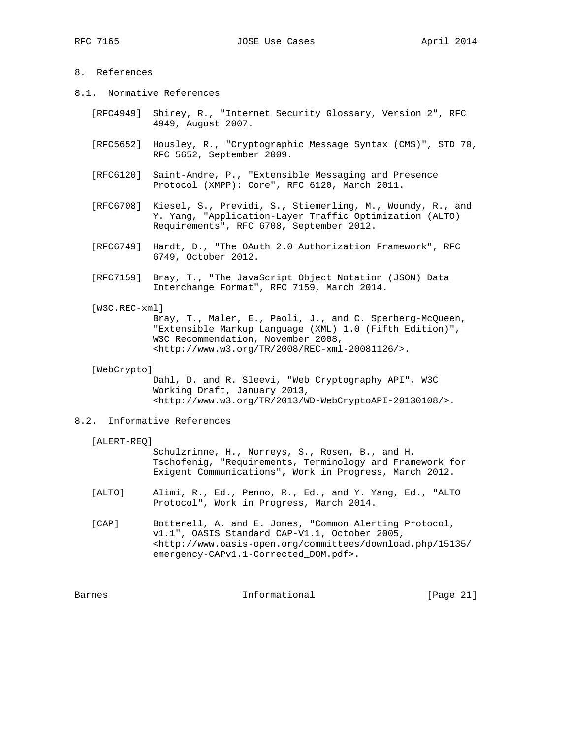# 8. References

## 8.1. Normative References

[RFC4949] Shirey, R., "Internet Security Glossary, Version 2", RFC 4949, August 2007.

[RFC5652] Housley, R., "Cryptographic Message Syntax (CMS)", STD 70, RFC 5652, September 2009.

[RFC6120] Saint-Andre, P., "Extensible Messaging and Presence Protocol (XMPP): Core", RFC 6120, March 2011.

[RFC6708] Kiesel, S., Previdi, S., Stiemerling, M., Woundy, R., and Y. Yang, "Application-Layer Traffic Optimization (ALTO) Requirements", RFC 6708, September 2012.

[RFC6749] Hardt, D., "The OAuth 2.0 Authorization Framework", RFC 6749, October 2012.

[RFC7159] Bray, T., "The JavaScript Object Notation (JSON) Data Interchange Format", RFC 7159, March 2014.

[W3C.REC-xml] Bray, T., Maler, E., Paoli, J., and C. Sperberg-McQueen, "Extensible Markup Language (XML) 1.0 (Fifth Edition)", W3C Recommendation, November 2008, <http://www.w3.org/TR/2008/REC-xml-20081126/>.

[WebCrypto] Dahl, D. and R. Sleevi, "Web Cryptography API", W3C Working Draft, January 2013, <http://www.w3.org/TR/2013/WD-WebCryptoAPI-20130108/>.

## 8.2. Informative References

[ALERT-REQ] Schulzrinne, H., Norreys, S., Rosen, B., and H. Tschofenig, "Requirements, Terminology and Framework for Exigent Communications", Work in Progress, March 2012.

[ALTO] Alimi, R., Ed., Penno, R., Ed., and Y. Yang, Ed., "ALTO Protocol", Work in Progress, March 2014.

[CAP] Botterell, A. and E. Jones, "Common Alerting Protocol, v1.1", OASIS Standard CAP-V1.1, October 2005, <http://www.oasis-open.org/committees/download.php/15135/emergency-CAPv1.1-Corrected_DOM.pdf>.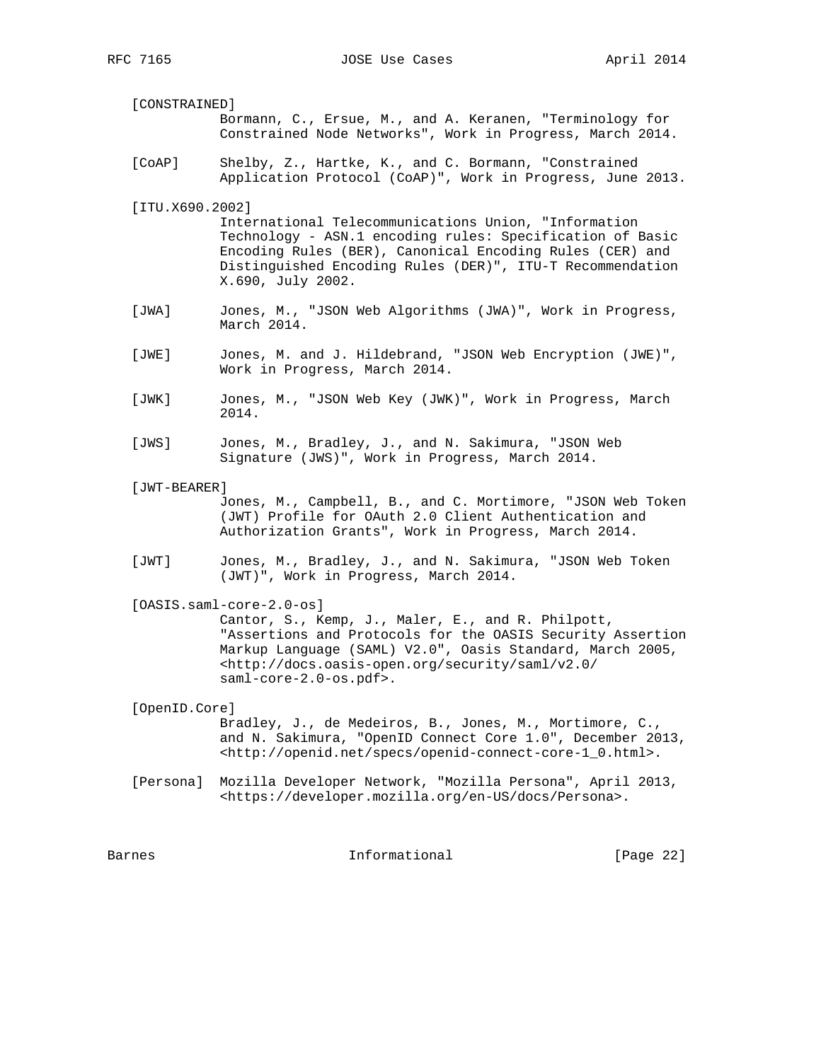[CONSTRAINED]
Bormann, C., Ersue, M., and A. Keranen, "Terminology for Constrained Node Networks", Work in Progress, March 2014.

[CoAP] Shelby, Z., Hartke, K., and C. Bormann, "Constrained Application Protocol (CoAP)", Work in Progress, June 2013.

[ITU.X690.2002]
International Telecommunications Union, "Information Technology - ASN.1 encoding rules: Specification of Basic Encoding Rules (BER), Canonical Encoding Rules (CER) and Distinguished Encoding Rules (DER)", ITU-T Recommendation X.690, July 2002.

[JWA] Jones, M., "JSON Web Algorithms (JWA)", Work in Progress, March 2014.

[JWE] Jones, M. and J. Hildebrand, "JSON Web Encryption (JWE)", Work in Progress, March 2014.

[JWK] Jones, M., "JSON Web Key (JWK)", Work in Progress, March 2014.

[JWS] Jones, M., Bradley, J., and N. Sakimura, "JSON Web Signature (JWS)", Work in Progress, March 2014.

[JWT-BEARER]
Jones, M., Campbell, B., and C. Mortimore, "JSON Web Token (JWT) Profile for OAuth 2.0 Client Authentication and Authorization Grants", Work in Progress, March 2014.

[JWT] Jones, M., Bradley, J., and N. Sakimura, "JSON Web Token (JWT)", Work in Progress, March 2014.

[OASIS.saml-core-2.0-os]
Cantor, S., Kemp, J., Maler, E., and R. Philpott, "Assertions and Protocols for the OASIS Security Assertion Markup Language (SAML) V2.0", Oasis Standard, March 2005, <http://docs.oasis-open.org/security/saml/v2.0/saml-core-2.0-os.pdf>.

[OpenID.Core]
Bradley, J., de Medeiros, B., Jones, M., Mortimore, C., and N. Sakimura, "OpenID Connect Core 1.0", December 2013, <http://openid.net/specs/openid-connect-core-1_0.html>.

[Persona] Mozilla Developer Network, "Mozilla Persona", April 2013, <https://developer.mozilla.org/en-US/docs/Persona>.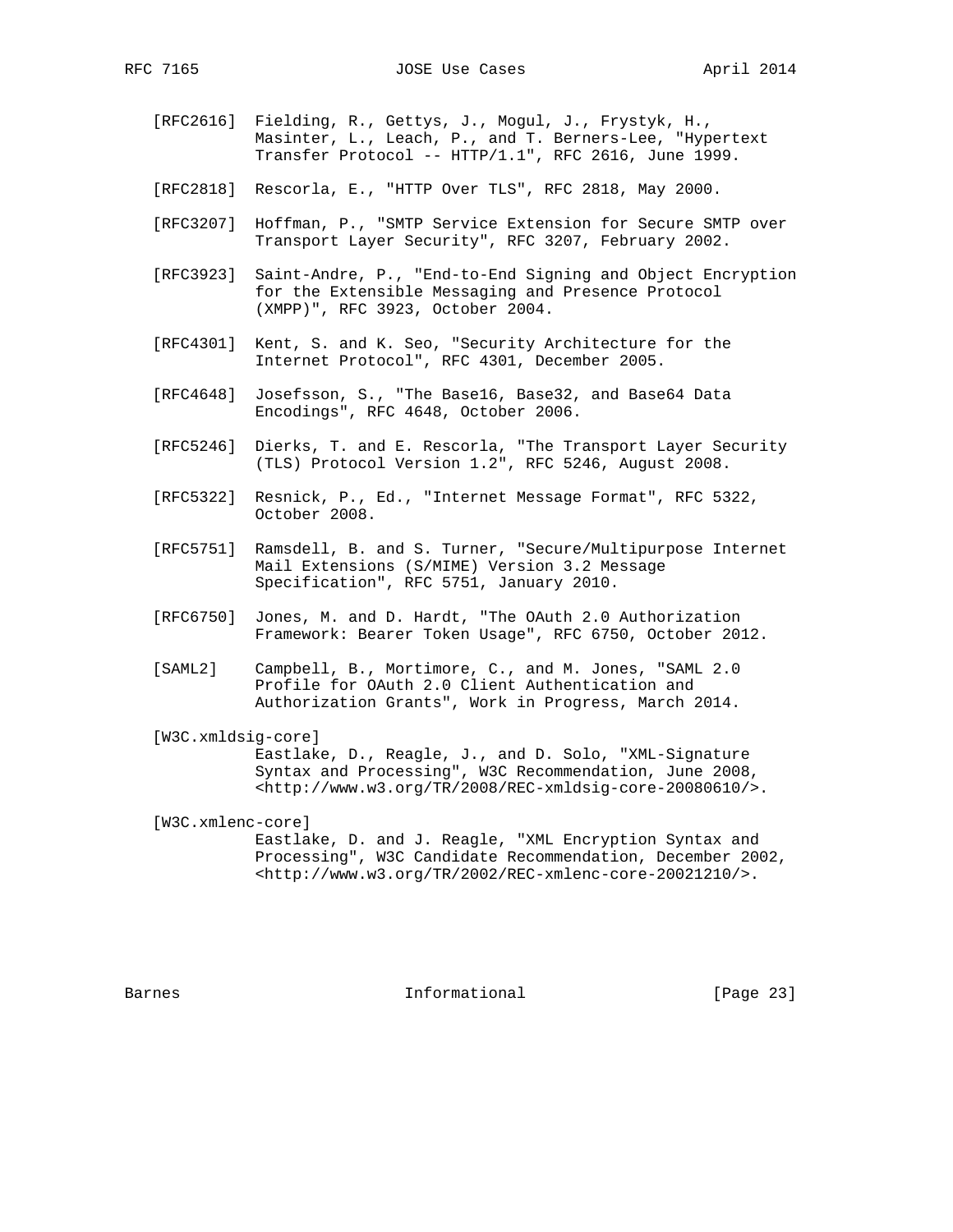[RFC2616] Fielding, R., Gettys, J., Mogul, J., Frystyk, H., Masinter, L., Leach, P., and T. Berners-Lee, "Hypertext Transfer Protocol -- HTTP/1.1", RFC 2616, June 1999.

[RFC2818] Rescorla, E., "HTTP Over TLS", RFC 2818, May 2000.

[RFC3207] Hoffman, P., "SMTP Service Extension for Secure SMTP over Transport Layer Security", RFC 3207, February 2002.

[RFC3923] Saint-Andre, P., "End-to-End Signing and Object Encryption for the Extensible Messaging and Presence Protocol (XMPP)", RFC 3923, October 2004.

[RFC4301] Kent, S. and K. Seo, "Security Architecture for the Internet Protocol", RFC 4301, December 2005.

[RFC4648] Josefsson, S., "The Base16, Base32, and Base64 Data Encodings", RFC 4648, October 2006.

[RFC5246] Dierks, T. and E. Rescorla, "The Transport Layer Security (TLS) Protocol Version 1.2", RFC 5246, August 2008.

[RFC5322] Resnick, P., Ed., "Internet Message Format", RFC 5322, October 2008.

[RFC5751] Ramsdell, B. and S. Turner, "Secure/Multipurpose Internet Mail Extensions (S/MIME) Version 3.2 Message Specification", RFC 5751, January 2010.

[RFC6750] Jones, M. and D. Hardt, "The OAuth 2.0 Authorization Framework: Bearer Token Usage", RFC 6750, October 2012.

[SAML2] Campbell, B., Mortimore, C., and M. Jones, "SAML 2.0 Profile for OAuth 2.0 Client Authentication and Authorization Grants", Work in Progress, March 2014.

[W3C.xmldsig-core] Eastlake, D., Reagle, J., and D. Solo, "XML-Signature Syntax and Processing", W3C Recommendation, June 2008, <http://www.w3.org/TR/2008/REC-xmldsig-core-20080610/>.

[W3C.xmlenc-core] Eastlake, D. and J. Reagle, "XML Encryption Syntax and Processing", W3C Candidate Recommendation, December 2002, <http://www.w3.org/TR/2002/REC-xmlenc-core-20021210/>.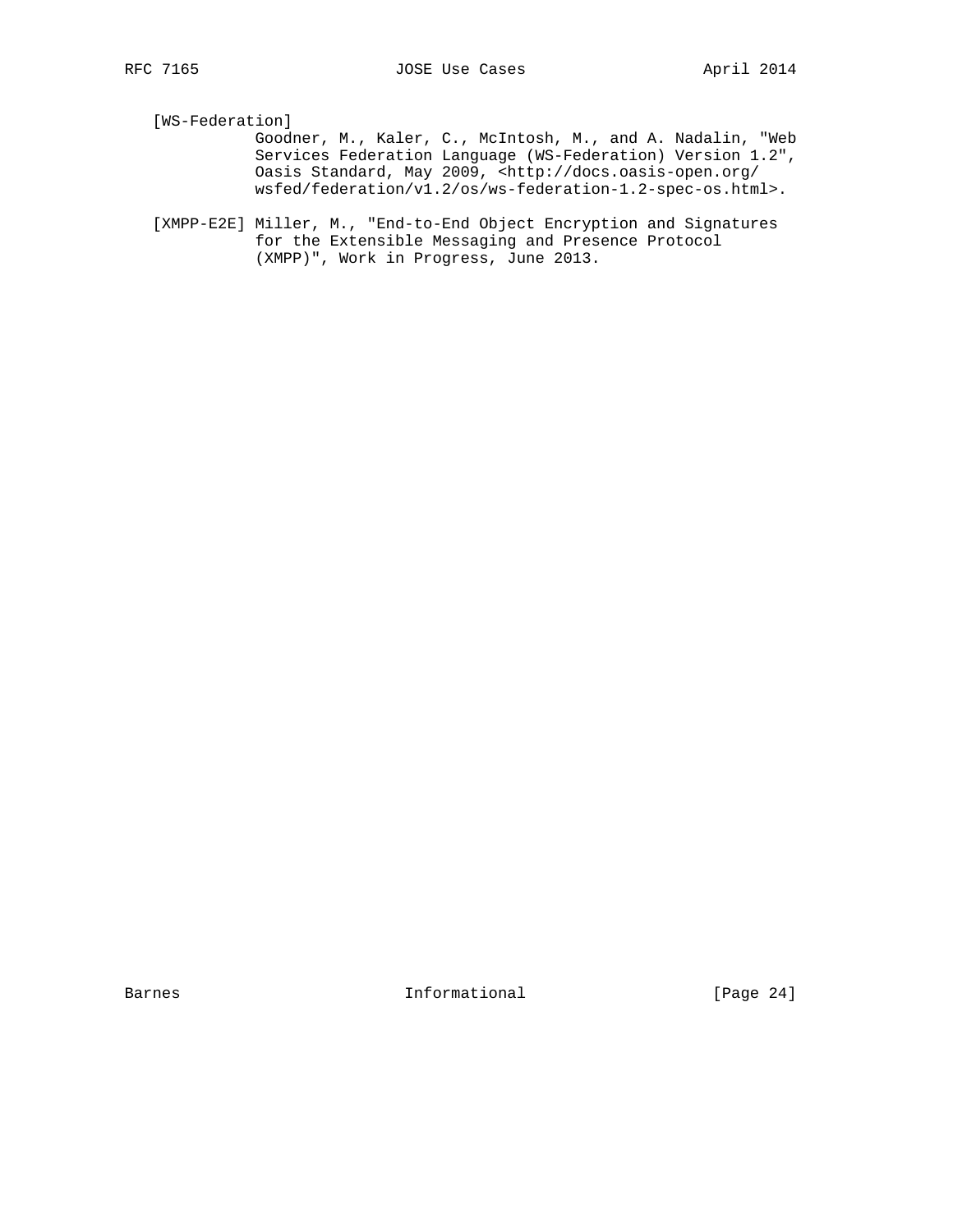[WS-Federation]
Goodner, M., Kaler, C., McIntosh, M., and A. Nadalin, "Web Services Federation Language (WS-Federation) Version 1.2", Oasis Standard, May 2009, <http://docs.oasis-open.org/wsfed/federation/v1.2/os/ws-federation-1.2-spec-os.html>.

[XMPP-E2E] Miller, M., "End-to-End Object Encryption and Signatures for the Extensible Messaging and Presence Protocol (XMPP)", Work in Progress, June 2013.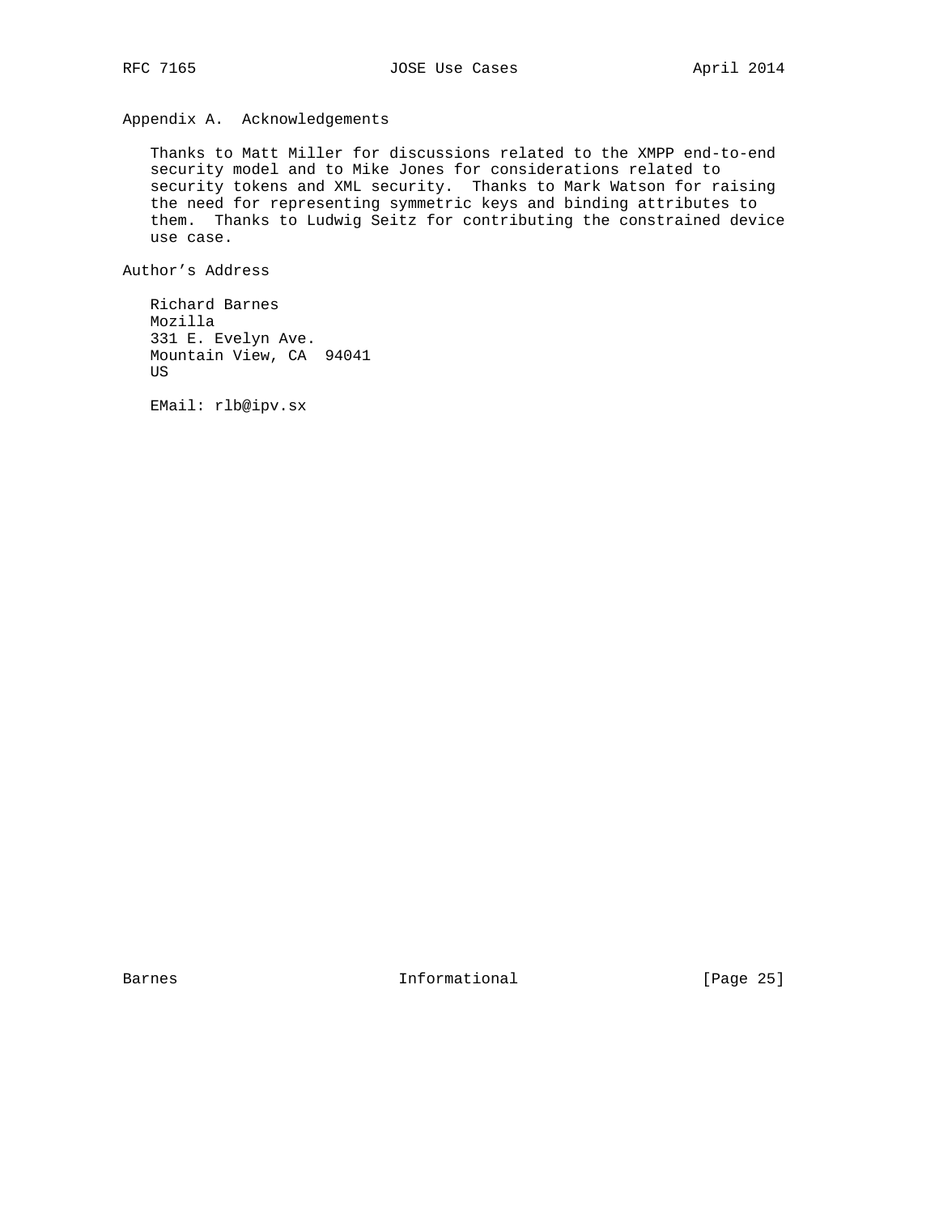## Appendix A. Acknowledgements

Thanks to Matt Miller for discussions related to the XMPP end-to-end security model and to Mike Jones for considerations related to security tokens and XML security. Thanks to Mark Watson for raising the need for representing symmetric keys and binding attributes to them. Thanks to Ludwig Seitz for contributing the constrained device use case.

## Author's Address

Richard Barnes
Mozilla
331 E. Evelyn Ave.
Mountain View, CA 94041
US

EMail: rlb@ipv.sx